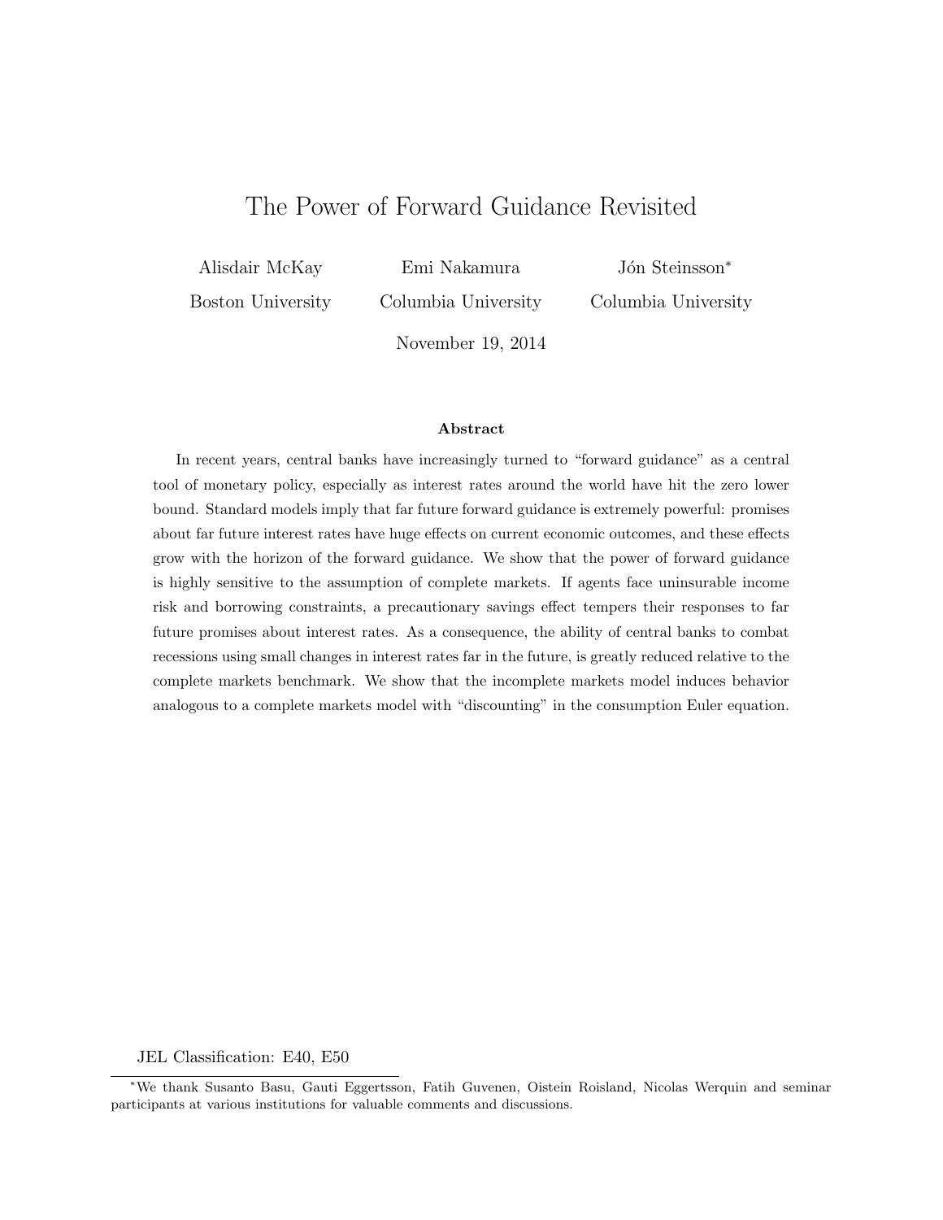# The Power of Forward Guidance Revisited

Alisdair McKay
Boston University

Emi Nakamura
Columbia University

Jón Steinsson*
Columbia University

November 19, 2014

### Abstract

In recent years, central banks have increasingly turned to "forward guidance" as a central tool of monetary policy, especially as interest rates around the world have hit the zero lower bound. Standard models imply that far future forward guidance is extremely powerful: promises about far future interest rates have huge effects on current economic outcomes, and these effects grow with the horizon of the forward guidance. We show that the power of forward guidance is highly sensitive to the assumption of complete markets. If agents face uninsurable income risk and borrowing constraints, a precautionary savings effect tempers their responses to far future promises about interest rates. As a consequence, the ability of central banks to combat recessions using small changes in interest rates far in the future, is greatly reduced relative to the complete markets benchmark. We show that the incomplete markets model induces behavior analogous to a complete markets model with "discounting" in the consumption Euler equation.

JEL Classification: E40, E50

*We thank Susanto Basu, Gauti Eggertsson, Fatih Guvenen, Oistein Roisland, Nicolas Werquin and seminar participants at various institutions for valuable comments and discussions.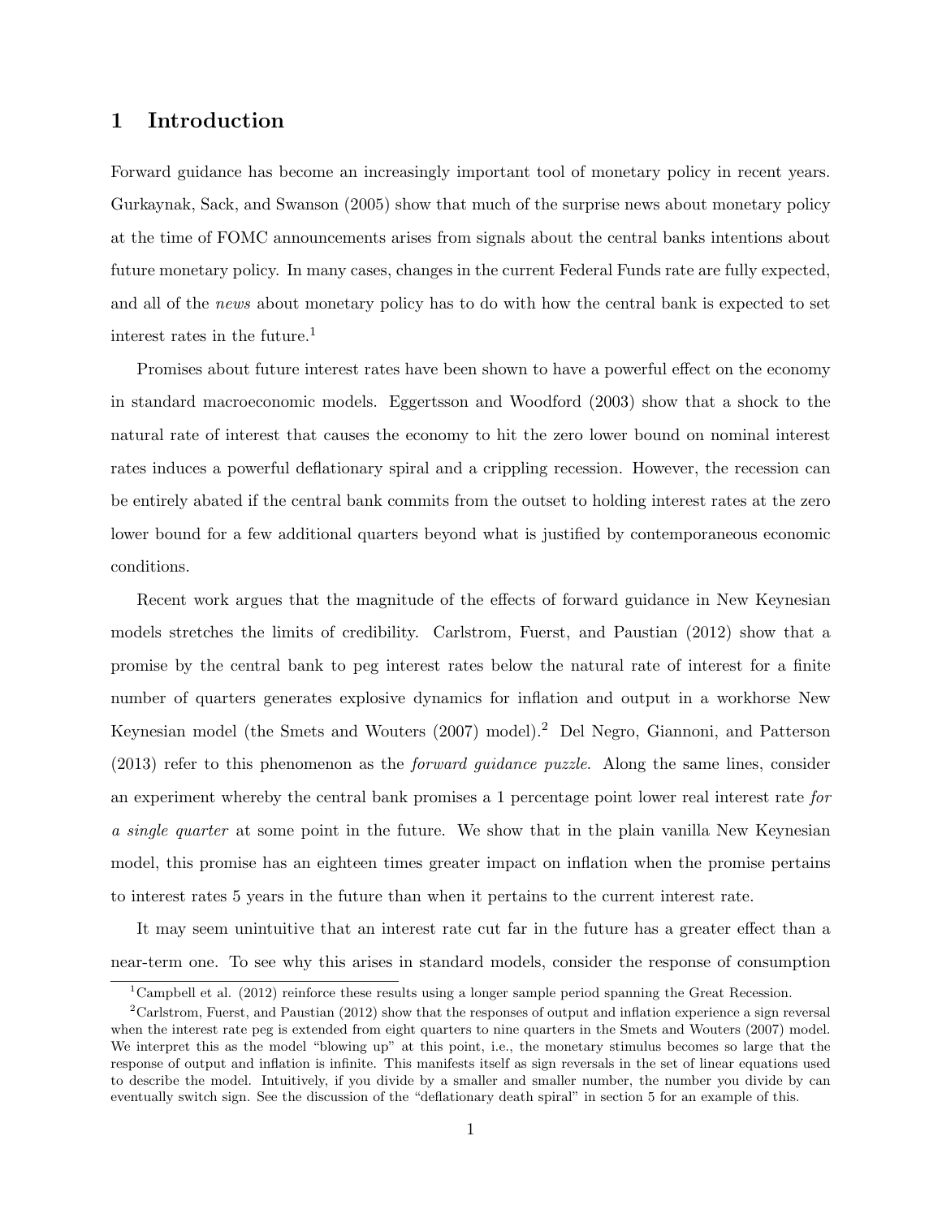# 1 Introduction

Forward guidance has become an increasingly important tool of monetary policy in recent years. Gurkaynak, Sack, and Swanson (2005) show that much of the surprise news about monetary policy at the time of FOMC announcements arises from signals about the central banks intentions about future monetary policy. In many cases, changes in the current Federal Funds rate are fully expected, and all of the *news* about monetary policy has to do with how the central bank is expected to set interest rates in the future.[1]

Promises about future interest rates have been shown to have a powerful effect on the economy in standard macroeconomic models. Eggertsson and Woodford (2003) show that a shock to the natural rate of interest that causes the economy to hit the zero lower bound on nominal interest rates induces a powerful deflationary spiral and a crippling recession. However, the recession can be entirely abated if the central bank commits from the outset to holding interest rates at the zero lower bound for a few additional quarters beyond what is justified by contemporaneous economic conditions.

Recent work argues that the magnitude of the effects of forward guidance in New Keynesian models stretches the limits of credibility. Carlstrom, Fuerst, and Paustian (2012) show that a promise by the central bank to peg interest rates below the natural rate of interest for a finite number of quarters generates explosive dynamics for inflation and output in a workhorse New Keynesian model (the Smets and Wouters (2007) model).[2] Del Negro, Giannoni, and Patterson (2013) refer to this phenomenon as the *forward guidance puzzle*. Along the same lines, consider an experiment whereby the central bank promises a 1 percentage point lower real interest rate *for a single quarter* at some point in the future. We show that in the plain vanilla New Keynesian model, this promise has an eighteen times greater impact on inflation when the promise pertains to interest rates 5 years in the future than when it pertains to the current interest rate.

It may seem unintuitive that an interest rate cut far in the future has a greater effect than a near-term one. To see why this arises in standard models, consider the response of consumption

[1] Campbell et al. (2012) reinforce these results using a longer sample period spanning the Great Recession.

[2] Carlstrom, Fuerst, and Paustian (2012) show that the responses of output and inflation experience a sign reversal when the interest rate peg is extended from eight quarters to nine quarters in the Smets and Wouters (2007) model. We interpret this as the model "blowing up" at this point, i.e., the monetary stimulus becomes so large that the response of output and inflation is infinite. This manifests itself as sign reversals in the set of linear equations used to describe the model. Intuitively, if you divide by a smaller and smaller number, the number you divide by can eventually switch sign. See the discussion of the "deflationary death spiral" in section 5 for an example of this.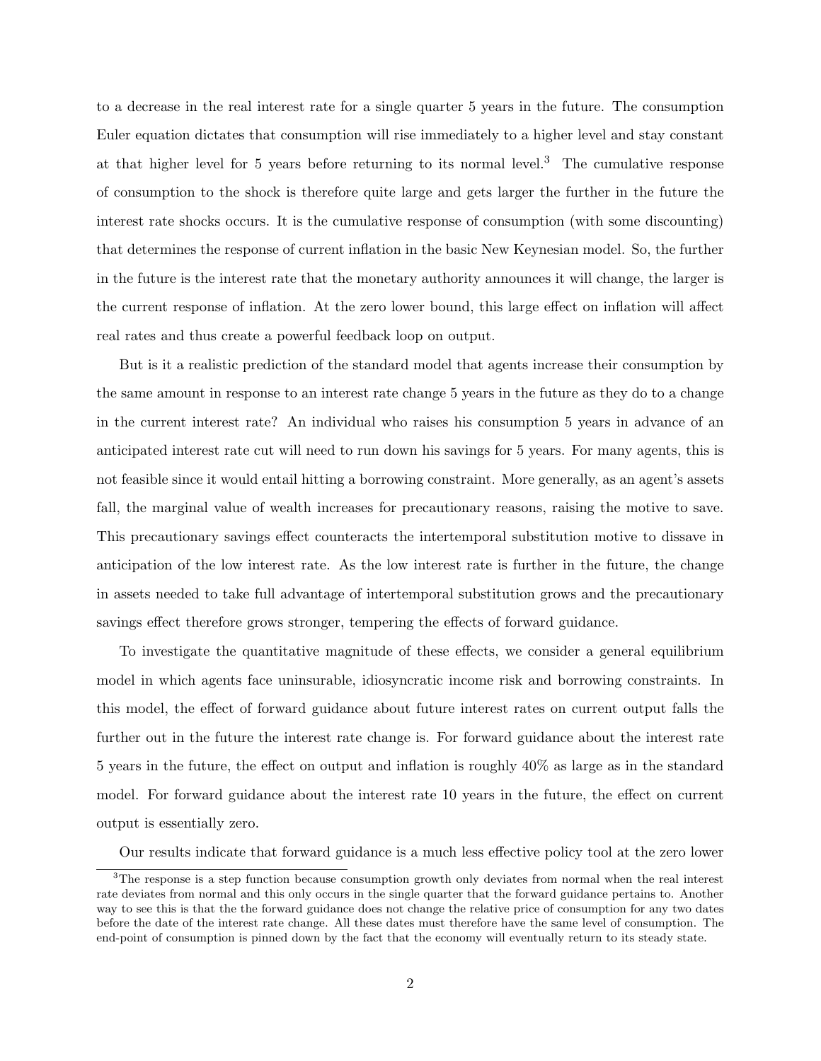to a decrease in the real interest rate for a single quarter 5 years in the future. The consumption Euler equation dictates that consumption will rise immediately to a higher level and stay constant at that higher level for 5 years before returning to its normal level.[3] The cumulative response of consumption to the shock is therefore quite large and gets larger the further in the future the interest rate shocks occurs. It is the cumulative response of consumption (with some discounting) that determines the response of current inflation in the basic New Keynesian model. So, the further in the future is the interest rate that the monetary authority announces it will change, the larger is the current response of inflation. At the zero lower bound, this large effect on inflation will affect real rates and thus create a powerful feedback loop on output.

But is it a realistic prediction of the standard model that agents increase their consumption by the same amount in response to an interest rate change 5 years in the future as they do to a change in the current interest rate? An individual who raises his consumption 5 years in advance of an anticipated interest rate cut will need to run down his savings for 5 years. For many agents, this is not feasible since it would entail hitting a borrowing constraint. More generally, as an agent's assets fall, the marginal value of wealth increases for precautionary reasons, raising the motive to save. This precautionary savings effect counteracts the intertemporal substitution motive to dissave in anticipation of the low interest rate. As the low interest rate is further in the future, the change in assets needed to take full advantage of intertemporal substitution grows and the precautionary savings effect therefore grows stronger, tempering the effects of forward guidance.

To investigate the quantitative magnitude of these effects, we consider a general equilibrium model in which agents face uninsurable, idiosyncratic income risk and borrowing constraints. In this model, the effect of forward guidance about future interest rates on current output falls the further out in the future the interest rate change is. For forward guidance about the interest rate 5 years in the future, the effect on output and inflation is roughly 40% as large as in the standard model. For forward guidance about the interest rate 10 years in the future, the effect on current output is essentially zero.

Our results indicate that forward guidance is a much less effective policy tool at the zero lower

[3] The response is a step function because consumption growth only deviates from normal when the real interest rate deviates from normal and this only occurs in the single quarter that the forward guidance pertains to. Another way to see this is that the the forward guidance does not change the relative price of consumption for any two dates before the date of the interest rate change. All these dates must therefore have the same level of consumption. The end-point of consumption is pinned down by the fact that the economy will eventually return to its steady state.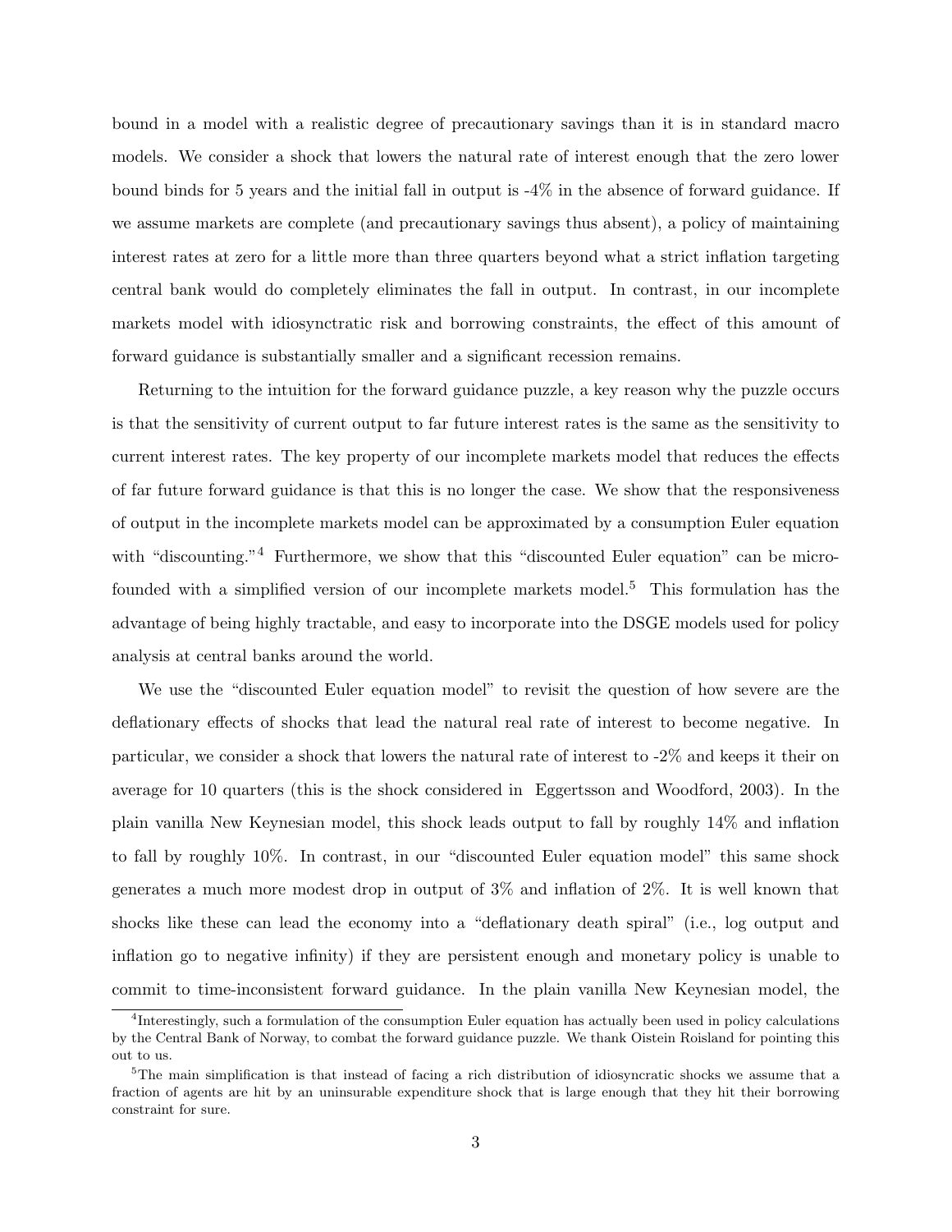bound in a model with a realistic degree of precautionary savings than it is in standard macro models. We consider a shock that lowers the natural rate of interest enough that the zero lower bound binds for 5 years and the initial fall in output is -4% in the absence of forward guidance. If we assume markets are complete (and precautionary savings thus absent), a policy of maintaining interest rates at zero for a little more than three quarters beyond what a strict inflation targeting central bank would do completely eliminates the fall in output. In contrast, in our incomplete markets model with idiosyncratic risk and borrowing constraints, the effect of this amount of forward guidance is substantially smaller and a significant recession remains.

Returning to the intuition for the forward guidance puzzle, a key reason why the puzzle occurs is that the sensitivity of current output to far future interest rates is the same as the sensitivity to current interest rates. The key property of our incomplete markets model that reduces the effects of far future forward guidance is that this is no longer the case. We show that the responsiveness of output in the incomplete markets model can be approximated by a consumption Euler equation with "discounting."[4] Furthermore, we show that this "discounted Euler equation" can be microfounded with a simplified version of our incomplete markets model.[5] This formulation has the advantage of being highly tractable, and easy to incorporate into the DSGE models used for policy analysis at central banks around the world.

We use the "discounted Euler equation model" to revisit the question of how severe are the deflationary effects of shocks that lead the natural real rate of interest to become negative. In particular, we consider a shock that lowers the natural rate of interest to -2% and keeps it their on average for 10 quarters (this is the shock considered in Eggertsson and Woodford, 2003). In the plain vanilla New Keynesian model, this shock leads output to fall by roughly 14% and inflation to fall by roughly 10%. In contrast, in our "discounted Euler equation model" this same shock generates a much more modest drop in output of 3% and inflation of 2%. It is well known that shocks like these can lead the economy into a "deflationary death spiral" (i.e., log output and inflation go to negative infinity) if they are persistent enough and monetary policy is unable to commit to time-inconsistent forward guidance. In the plain vanilla New Keynesian model, the

[4] Interestingly, such a formulation of the consumption Euler equation has actually been used in policy calculations by the Central Bank of Norway, to combat the forward guidance puzzle. We thank Oistein Roisland for pointing this out to us.

[5] The main simplification is that instead of facing a rich distribution of idiosyncratic shocks we assume that a fraction of agents are hit by an uninsurable expenditure shock that is large enough that they hit their borrowing constraint for sure.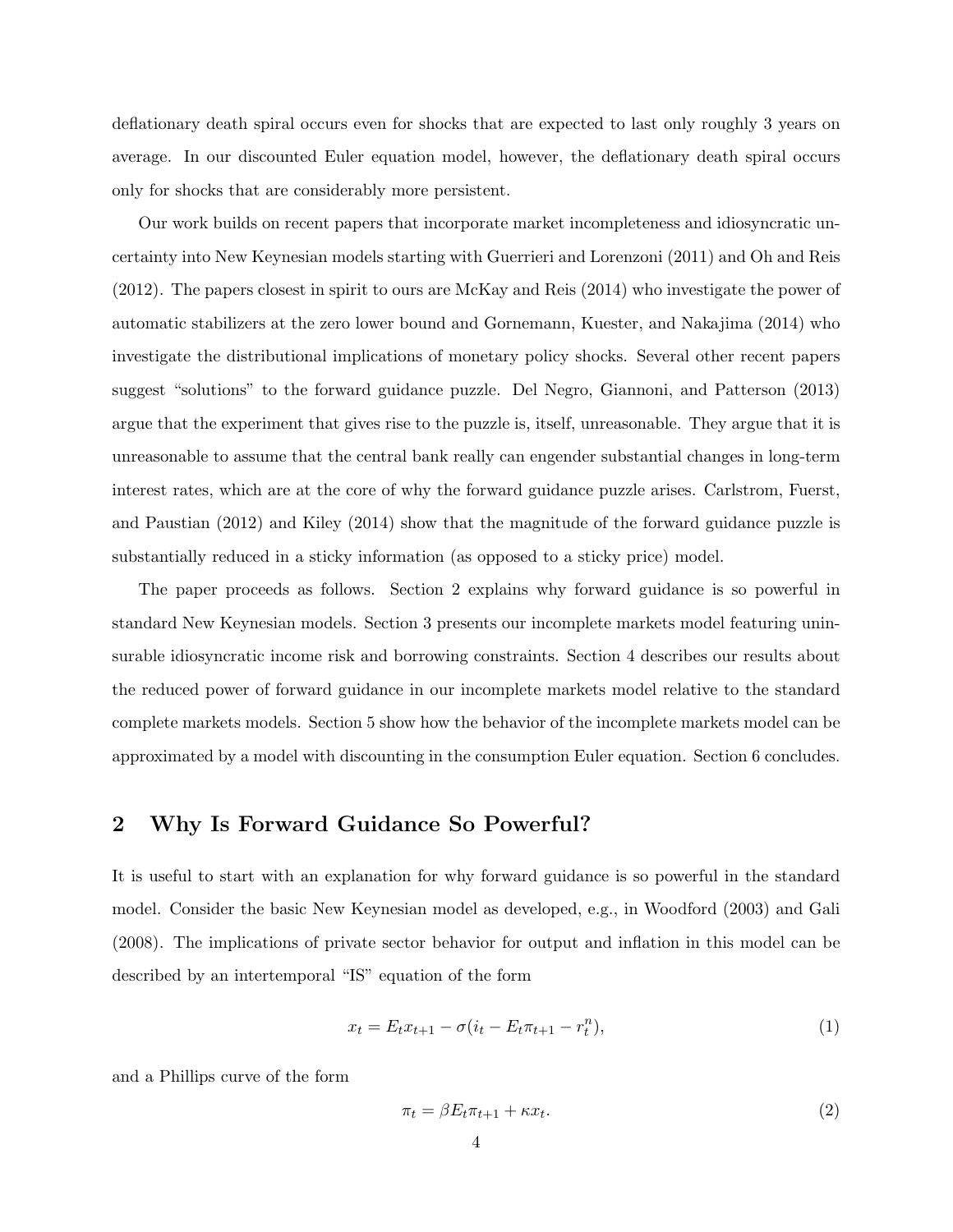deflationary death spiral occurs even for shocks that are expected to last only roughly 3 years on average. In our discounted Euler equation model, however, the deflationary death spiral occurs only for shocks that are considerably more persistent.

Our work builds on recent papers that incorporate market incompleteness and idiosyncratic uncertainty into New Keynesian models starting with Guerrieri and Lorenzoni (2011) and Oh and Reis (2012). The papers closest in spirit to ours are McKay and Reis (2014) who investigate the power of automatic stabilizers at the zero lower bound and Gornemann, Kuester, and Nakajima (2014) who investigate the distributional implications of monetary policy shocks. Several other recent papers suggest "solutions" to the forward guidance puzzle. Del Negro, Giannoni, and Patterson (2013) argue that the experiment that gives rise to the puzzle is, itself, unreasonable. They argue that it is unreasonable to assume that the central bank really can engender substantial changes in long-term interest rates, which are at the core of why the forward guidance puzzle arises. Carlstrom, Fuerst, and Paustian (2012) and Kiley (2014) show that the magnitude of the forward guidance puzzle is substantially reduced in a sticky information (as opposed to a sticky price) model.

The paper proceeds as follows. Section 2 explains why forward guidance is so powerful in standard New Keynesian models. Section 3 presents our incomplete markets model featuring uninsurable idiosyncratic income risk and borrowing constraints. Section 4 describes our results about the reduced power of forward guidance in our incomplete markets model relative to the standard complete markets models. Section 5 show how the behavior of the incomplete markets model can be approximated by a model with discounting in the consumption Euler equation. Section 6 concludes.

## 2 Why Is Forward Guidance So Powerful?

It is useful to start with an explanation for why forward guidance is so powerful in the standard model. Consider the basic New Keynesian model as developed, e.g., in Woodford (2003) and Gali (2008). The implications of private sector behavior for output and inflation in this model can be described by an intertemporal "IS" equation of the form

$$x_t = E_t x_{t+1} - \sigma(i_t - E_t \pi_{t+1} - r_t^n), \tag{1}$$

and a Phillips curve of the form

$$\pi_t = \beta E_t \pi_{t+1} + \kappa x_t. \tag{2}$$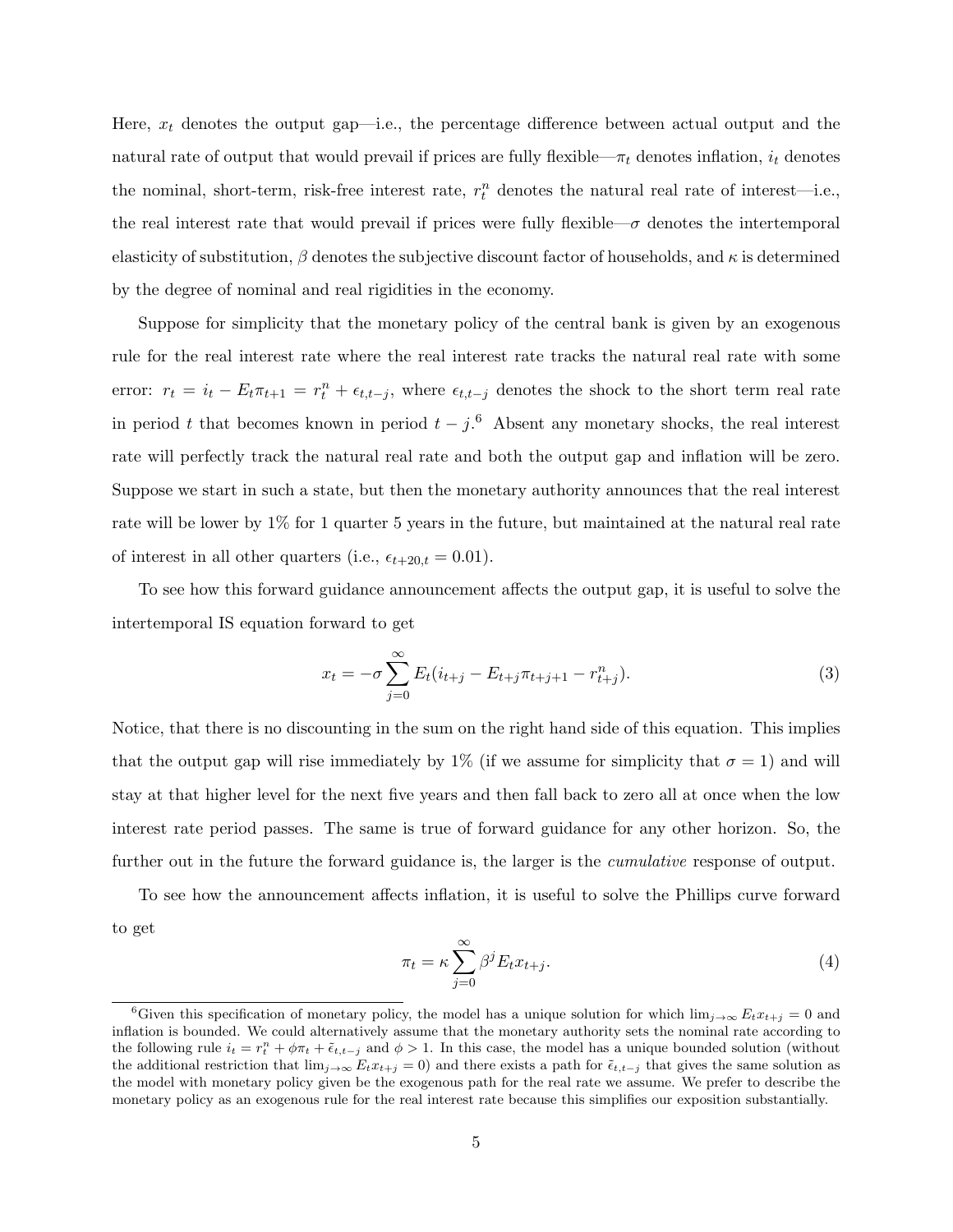Here, $x_t$ denotes the output gap—i.e., the percentage difference between actual output and the natural rate of output that would prevail if prices are fully flexible—$\pi_t$ denotes inflation, $i_t$ denotes the nominal, short-term, risk-free interest rate, $r_t^n$ denotes the natural real rate of interest—i.e., the real interest rate that would prevail if prices were fully flexible—$\sigma$ denotes the intertemporal elasticity of substitution, $\beta$ denotes the subjective discount factor of households, and $\kappa$ is determined by the degree of nominal and real rigidities in the economy.

Suppose for simplicity that the monetary policy of the central bank is given by an exogenous rule for the real interest rate where the real interest rate tracks the natural real rate with some error: $r_t = i_t - E_t\pi_{t+1} = r_t^n + \epsilon_{t,t-j}$, where $\epsilon_{t,t-j}$ denotes the shock to the short term real rate in period $t$ that becomes known in period $t-j$.[6] Absent any monetary shocks, the real interest rate will perfectly track the natural real rate and both the output gap and inflation will be zero. Suppose we start in such a state, but then the monetary authority announces that the real interest rate will be lower by 1% for 1 quarter 5 years in the future, but maintained at the natural real rate of interest in all other quarters (i.e., $\epsilon_{t+20,t} = 0.01$).

To see how this forward guidance announcement affects the output gap, it is useful to solve the intertemporal IS equation forward to get

$$x_t = -\sigma \sum_{j=0}^{\infty} E_t(i_{t+j} - E_{t+j}\pi_{t+j+1} - r_{t+j}^n). \tag{3}$$

Notice, that there is no discounting in the sum on the right hand side of this equation. This implies that the output gap will rise immediately by 1% (if we assume for simplicity that $\sigma = 1$) and will stay at that higher level for the next five years and then fall back to zero all at once when the low interest rate period passes. The same is true of forward guidance for any other horizon. So, the further out in the future the forward guidance is, the larger is the *cumulative* response of output.

To see how the announcement affects inflation, it is useful to solve the Phillips curve forward to get

$$\pi_t = \kappa \sum_{j=0}^{\infty} \beta^j E_t x_{t+j}. \tag{4}$$

[6] Given this specification of monetary policy, the model has a unique solution for which $\lim_{j\to\infty} E_t x_{t+j} = 0$ and inflation is bounded. We could alternatively assume that the monetary authority sets the nominal rate according to the following rule $i_t = r_t^n + \phi\pi_t + \tilde{\epsilon}_{t,t-j}$ and $\phi > 1$. In this case, the model has a unique bounded solution (without the additional restriction that $\lim_{j\to\infty} E_t x_{t+j} = 0$) and there exists a path for $\tilde{\epsilon}_{t,t-j}$ that gives the same solution as the model with monetary policy given be the exogenous path for the real rate we assume. We prefer to describe the monetary policy as an exogenous rule for the real interest rate because this simplifies our exposition substantially.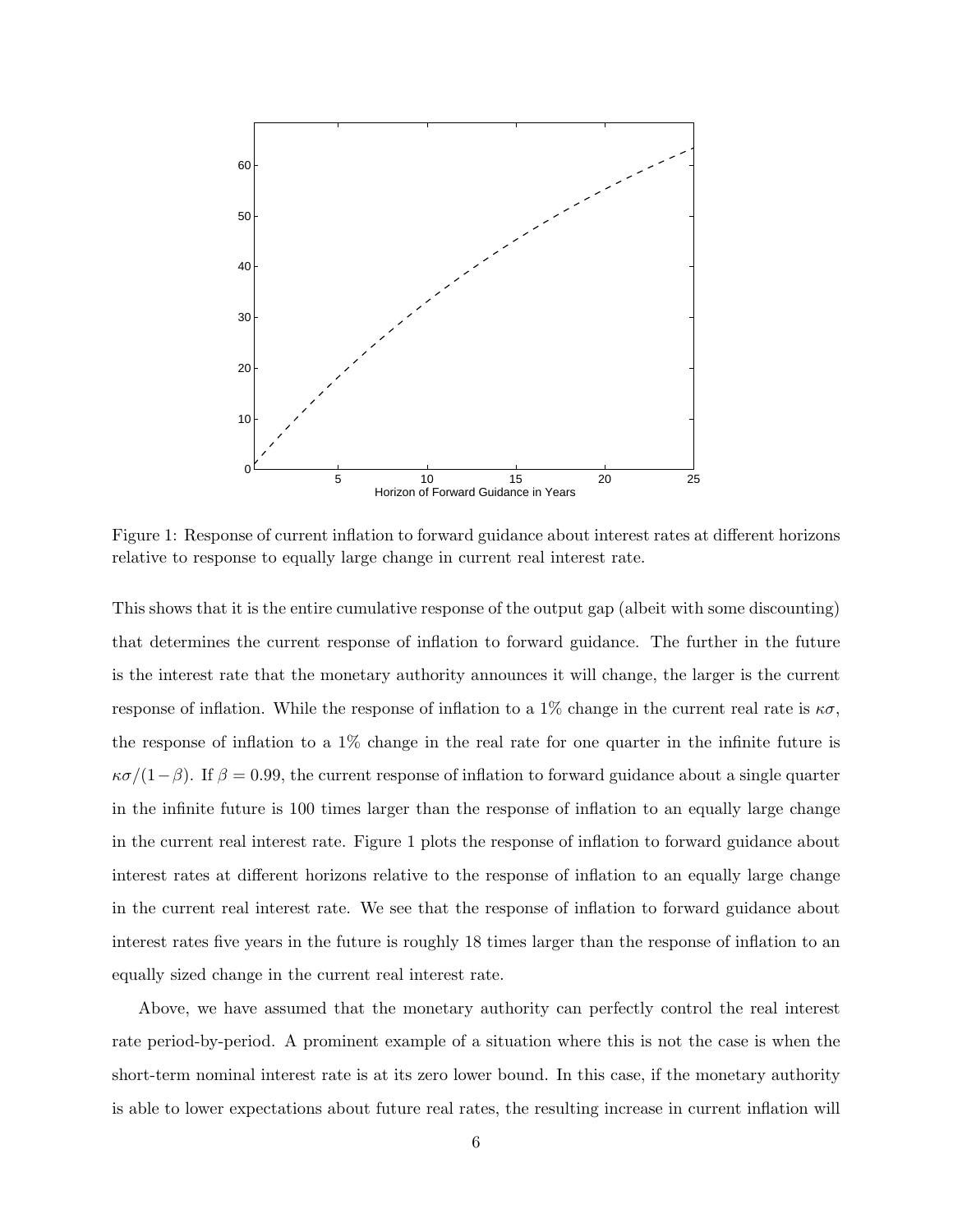Figure 1: Response of current inflation to forward guidance about interest rates at different horizons relative to response to equally large change in current real interest rate.

This shows that it is the entire cumulative response of the output gap (albeit with some discounting) that determines the current response of inflation to forward guidance. The further in the future is the interest rate that the monetary authority announces it will change, the larger is the current response of inflation. While the response of inflation to a 1% change in the current real rate is $\kappa\sigma$, the response of inflation to a 1% change in the real rate for one quarter in the infinite future is $\kappa\sigma/(1-\beta)$. If $\beta = 0.99$, the current response of inflation to forward guidance about a single quarter in the infinite future is 100 times larger than the response of inflation to an equally large change in the current real interest rate. Figure 1 plots the response of inflation to forward guidance about interest rates at different horizons relative to the response of inflation to an equally large change in the current real interest rate. We see that the response of inflation to forward guidance about interest rates five years in the future is roughly 18 times larger than the response of inflation to an equally sized change in the current real interest rate.

Above, we have assumed that the monetary authority can perfectly control the real interest rate period-by-period. A prominent example of a situation where this is not the case is when the short-term nominal interest rate is at its zero lower bound. In this case, if the monetary authority is able to lower expectations about future real rates, the resulting increase in current inflation will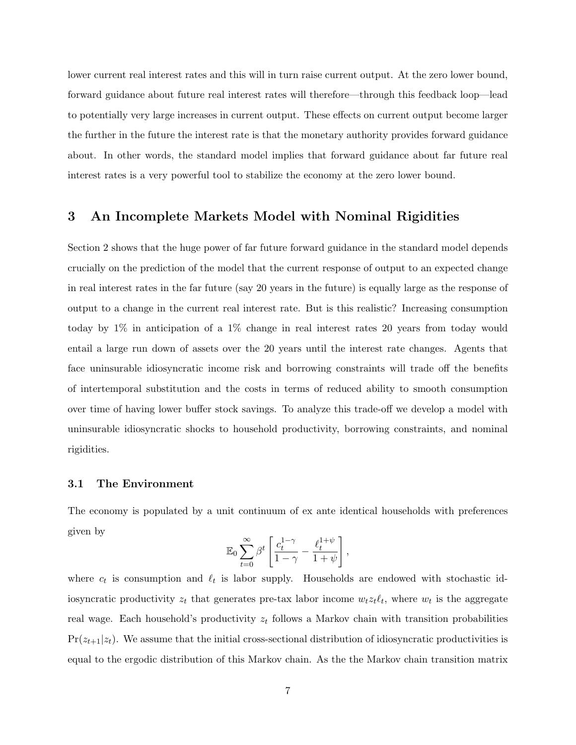lower current real interest rates and this will in turn raise current output. At the zero lower bound, forward guidance about future real interest rates will therefore—through this feedback loop—lead to potentially very large increases in current output. These effects on current output become larger the further in the future the interest rate is that the monetary authority provides forward guidance about. In other words, the standard model implies that forward guidance about far future real interest rates is a very powerful tool to stabilize the economy at the zero lower bound.

## 3 An Incomplete Markets Model with Nominal Rigidities

Section 2 shows that the huge power of far future forward guidance in the standard model depends crucially on the prediction of the model that the current response of output to an expected change in real interest rates in the far future (say 20 years in the future) is equally large as the response of output to a change in the current real interest rate. But is this realistic? Increasing consumption today by 1% in anticipation of a 1% change in real interest rates 20 years from today would entail a large run down of assets over the 20 years until the interest rate changes. Agents that face uninsurable idiosyncratic income risk and borrowing constraints will trade off the benefits of intertemporal substitution and the costs in terms of reduced ability to smooth consumption over time of having lower buffer stock savings. To analyze this trade-off we develop a model with uninsurable idiosyncratic shocks to household productivity, borrowing constraints, and nominal rigidities.

### 3.1 The Environment

The economy is populated by a unit continuum of ex ante identical households with preferences given by

$$\mathbb{E}_0 \sum_{t=0}^{\infty} \beta^t \left[ \frac{c_t^{1-\gamma}}{1-\gamma} - \frac{\ell_t^{1+\psi}}{1+\psi} \right],$$

where $c_t$ is consumption and $\ell_t$ is labor supply. Households are endowed with stochastic idiosyncratic productivity $z_t$ that generates pre-tax labor income $w_t z_t \ell_t$, where $w_t$ is the aggregate real wage. Each household's productivity $z_t$ follows a Markov chain with transition probabilities $\Pr(z_{t+1}|z_t)$. We assume that the initial cross-sectional distribution of idiosyncratic productivities is equal to the ergodic distribution of this Markov chain. As the the Markov chain transition matrix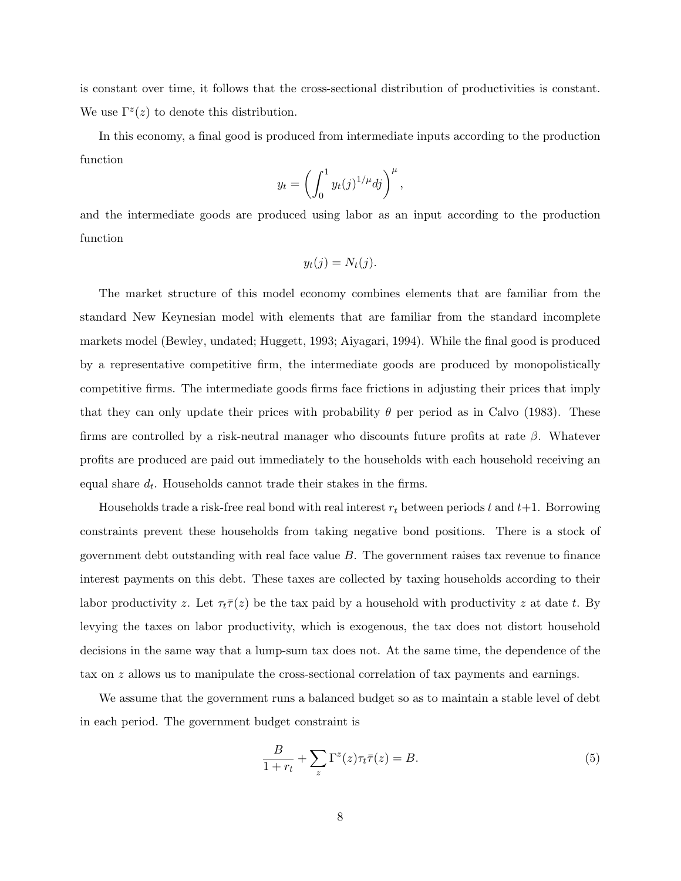is constant over time, it follows that the cross-sectional distribution of productivities is constant. We use $\Gamma^z(z)$ to denote this distribution.

In this economy, a final good is produced from intermediate inputs according to the production function

$$y_t = \left( \int_0^1 y_t(j)^{1/\mu} dj \right)^{\mu},$$

and the intermediate goods are produced using labor as an input according to the production function

$$y_t(j) = N_t(j).$$

The market structure of this model economy combines elements that are familiar from the standard New Keynesian model with elements that are familiar from the standard incomplete markets model (Bewley, undated; Huggett, 1993; Aiyagari, 1994). While the final good is produced by a representative competitive firm, the intermediate goods are produced by monopolistically competitive firms. The intermediate goods firms face frictions in adjusting their prices that imply that they can only update their prices with probability $\theta$ per period as in Calvo (1983). These firms are controlled by a risk-neutral manager who discounts future profits at rate $\beta$. Whatever profits are produced are paid out immediately to the households with each household receiving an equal share $d_t$. Households cannot trade their stakes in the firms.

Households trade a risk-free real bond with real interest $r_t$ between periods $t$ and $t+1$. Borrowing constraints prevent these households from taking negative bond positions. There is a stock of government debt outstanding with real face value $B$. The government raises tax revenue to finance interest payments on this debt. These taxes are collected by taxing households according to their labor productivity $z$. Let $\tau_t \bar{\tau}(z)$ be the tax paid by a household with productivity $z$ at date $t$. By levying the taxes on labor productivity, which is exogenous, the tax does not distort household decisions in the same way that a lump-sum tax does not. At the same time, the dependence of the tax on $z$ allows us to manipulate the cross-sectional correlation of tax payments and earnings.

We assume that the government runs a balanced budget so as to maintain a stable level of debt in each period. The government budget constraint is

$$\frac{B}{1+r_t} + \sum_z \Gamma^z(z) \tau_t \bar{\tau}(z) = B. \tag{5}$$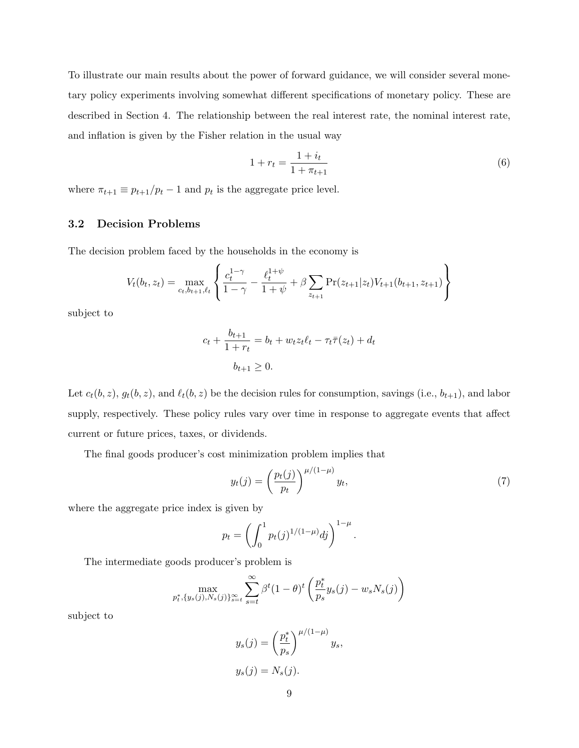To illustrate our main results about the power of forward guidance, we will consider several monetary policy experiments involving somewhat different specifications of monetary policy. These are described in Section 4. The relationship between the real interest rate, the nominal interest rate, and inflation is given by the Fisher relation in the usual way

$$1 + r_t = \frac{1 + i_t}{1 + \pi_{t+1}} \tag{6}$$

where $\pi_{t+1} \equiv p_{t+1}/p_t - 1$ and $p_t$ is the aggregate price level.

## 3.2 Decision Problems

The decision problem faced by the households in the economy is

$$V_t(b_t, z_t) = \max_{c_t, b_{t+1}, \ell_t} \left\{ \frac{c_t^{1-\gamma}}{1-\gamma} - \frac{\ell_t^{1+\psi}}{1+\psi} + \beta \sum_{z_{t+1}} \Pr(z_{t+1}|z_t) V_{t+1}(b_{t+1}, z_{t+1}) \right\}$$

subject to

$$c_t + \frac{b_{t+1}}{1 + r_t} = b_t + w_t z_t \ell_t - \tau_t \bar{\tau}(z_t) + d_t$$

$$b_{t+1} \geq 0.$$

Let $c_t(b, z)$, $g_t(b, z)$, and $\ell_t(b, z)$ be the decision rules for consumption, savings (i.e., $b_{t+1}$), and labor supply, respectively. These policy rules vary over time in response to aggregate events that affect current or future prices, taxes, or dividends.

The final goods producer's cost minimization problem implies that

$$y_t(j) = \left( \frac{p_t(j)}{p_t} \right)^{\mu/(1-\mu)} y_t, \tag{7}$$

where the aggregate price index is given by

$$p_t = \left( \int_0^1 p_t(j)^{1/(1-\mu)} dj \right)^{1-\mu}.$$

The intermediate goods producer's problem is

$$\max_{p_t^*, \{y_s(j), N_s(j)\}_{s=t}^{\infty}} \sum_{s=t}^{\infty} \beta^t (1-\theta)^t \left( \frac{p_t^*}{p_s} y_s(j) - w_s N_s(j) \right)$$

subject to

$$y_s(j) = \left( \frac{p_t^*}{p_s} \right)^{\mu/(1-\mu)} y_s,$$

$$y_s(j) = N_s(j).$$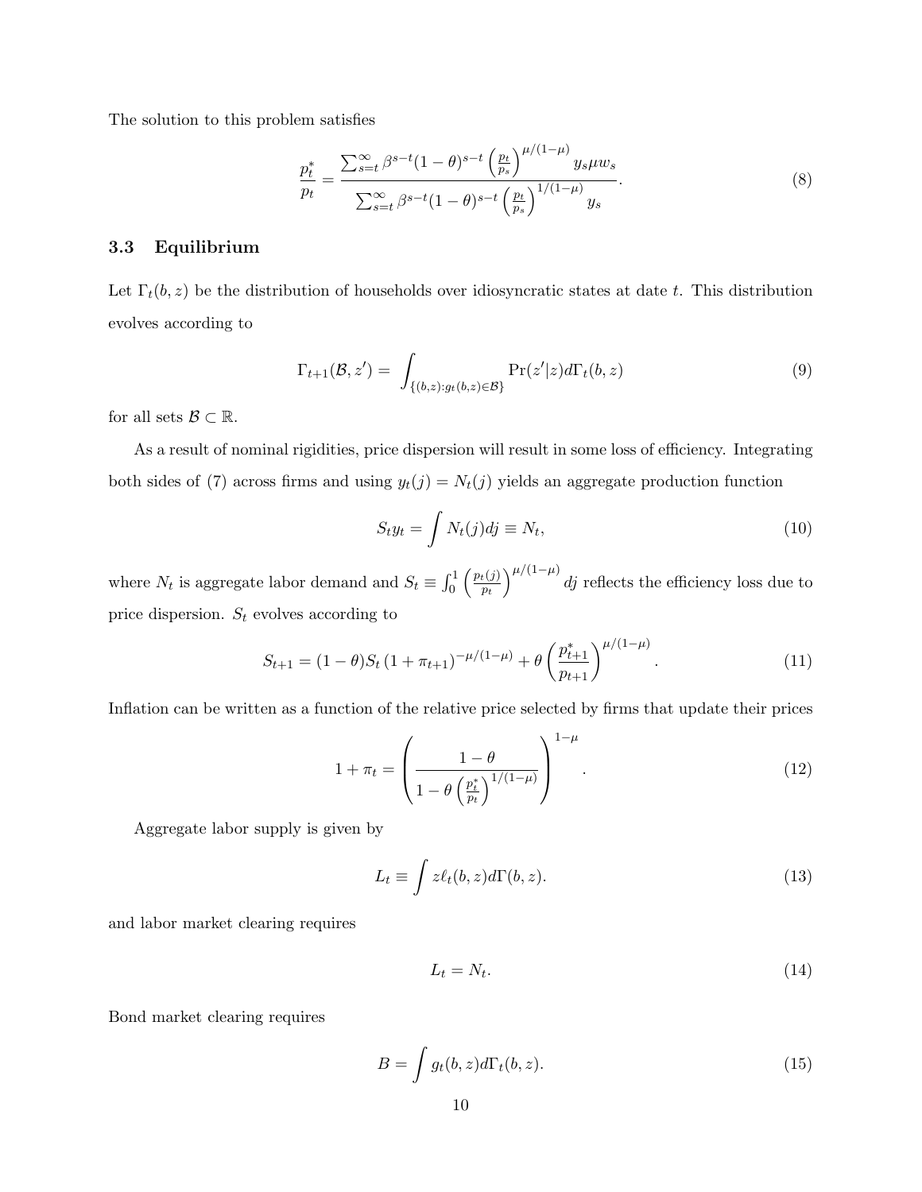The solution to this problem satisfies

$$
\frac{p_t^*}{p_t} = \frac{\sum_{s=t}^{\infty} \beta^{s-t}(1-\theta)^{s-t} \left(\frac{p_t}{p_s}\right)^{\mu/(1-\mu)} y_s \mu w_s}{\sum_{s=t}^{\infty} \beta^{s-t}(1-\theta)^{s-t} \left(\frac{p_t}{p_s}\right)^{1/(1-\mu)} y_s}. \tag{8}
$$

### 3.3 Equilibrium

Let $\Gamma_t(b, z)$ be the distribution of households over idiosyncratic states at date $t$. This distribution evolves according to

$$
\Gamma_{t+1}(\mathcal{B}, z') = \int_{\{(b,z):g_t(b,z)\in\mathcal{B}\}} \Pr(z'|z) d\Gamma_t(b, z) \tag{9}
$$

for all sets $\mathcal{B} \subset \mathbb{R}$.

As a result of nominal rigidities, price dispersion will result in some loss of efficiency. Integrating both sides of (7) across firms and using $y_t(j) = N_t(j)$ yields an aggregate production function

$$
S_t y_t = \int N_t(j) dj \equiv N_t, \tag{10}
$$

where $N_t$ is aggregate labor demand and $S_t \equiv \int_0^1 \left(\frac{p_t(j)}{p_t}\right)^{\mu/(1-\mu)} dj$ reflects the efficiency loss due to price dispersion. $S_t$ evolves according to

$$
S_{t+1} = (1-\theta) S_t (1+\pi_{t+1})^{-\mu/(1-\mu)} + \theta \left(\frac{p_{t+1}^*}{p_{t+1}}\right)^{\mu/(1-\mu)}. \tag{11}
$$

Inflation can be written as a function of the relative price selected by firms that update their prices

$$
1 + \pi_t = \left( \frac{1-\theta}{1 - \theta \left(\frac{p_t^*}{p_t}\right)^{1/(1-\mu)}} \right)^{1-\mu}. \tag{12}
$$

Aggregate labor supply is given by

$$
L_t \equiv \int z \ell_t(b, z) d\Gamma(b, z). \tag{13}
$$

and labor market clearing requires

$$
L_t = N_t. \tag{14}
$$

Bond market clearing requires

$$
B = \int g_t(b, z) d\Gamma_t(b, z). \tag{15}
$$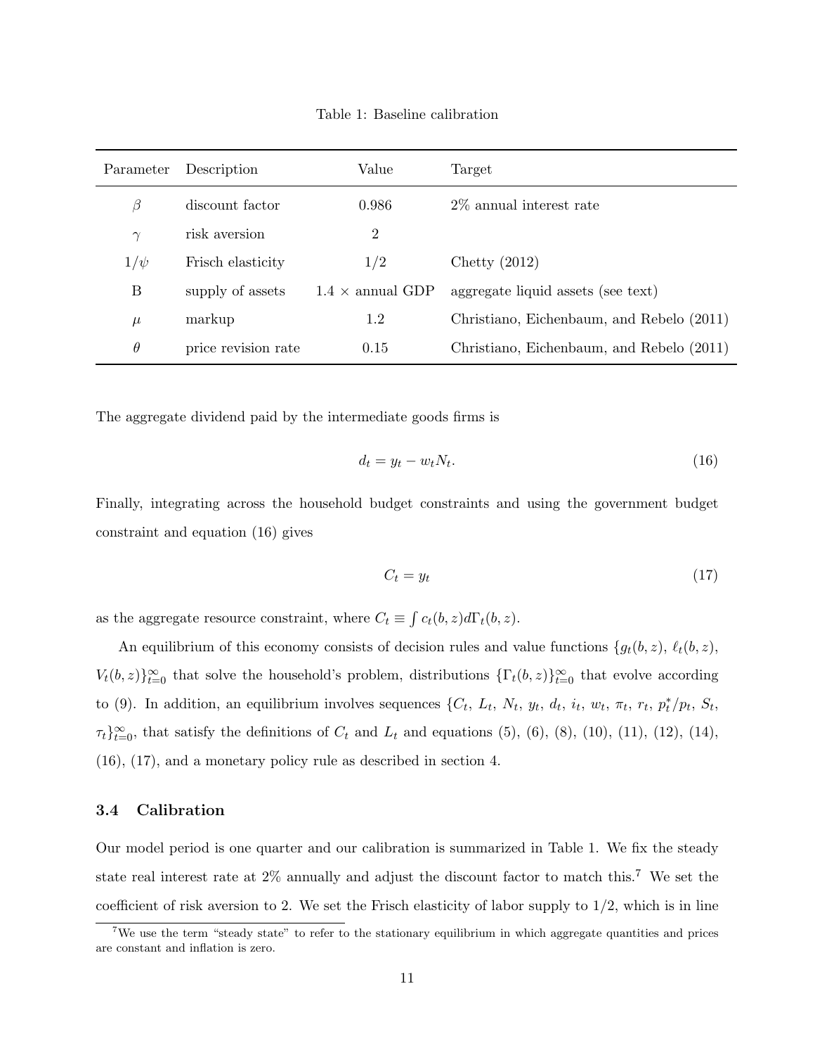Table 1: Baseline calibration

| Parameter | Description | Value | Target |
|---|---|---|---|
| $\beta$ | discount factor | 0.986 | 2% annual interest rate |
| $\gamma$ | risk aversion | 2 | |
| $1/\psi$ | Frisch elasticity | 1/2 | Chetty (2012) |
| B | supply of assets | 1.4 × annual GDP | aggregate liquid assets (see text) |
| $\mu$ | markup | 1.2 | Christiano, Eichenbaum, and Rebelo (2011) |
| $\theta$ | price revision rate | 0.15 | Christiano, Eichenbaum, and Rebelo (2011) |

The aggregate dividend paid by the intermediate goods firms is

$$d_t = y_t - w_t N_t. \tag{16}$$

Finally, integrating across the household budget constraints and using the government budget constraint and equation (16) gives

$$C_t = y_t \tag{17}$$

as the aggregate resource constraint, where $C_t \equiv \int c_t(b,z)d\Gamma_t(b,z)$.

An equilibrium of this economy consists of decision rules and value functions $\{g_t(b,z),\ \ell_t(b,z),\ V_t(b,z)\}_{t=0}^{\infty}$ that solve the household's problem, distributions $\{\Gamma_t(b,z)\}_{t=0}^{\infty}$ that evolve according to (9). In addition, an equilibrium involves sequences $\{C_t,\ L_t,\ N_t,\ y_t,\ d_t,\ i_t,\ w_t,\ \pi_t,\ r_t,\ p_t^*/p_t,\ S_t,\ \tau_t\}_{t=0}^{\infty}$, that satisfy the definitions of $C_t$ and $L_t$ and equations (5), (6), (8), (10), (11), (12), (14), (16), (17), and a monetary policy rule as described in section 4.

### 3.4 Calibration

Our model period is one quarter and our calibration is summarized in Table 1. We fix the steady state real interest rate at 2% annually and adjust the discount factor to match this.[7] We set the coefficient of risk aversion to 2. We set the Frisch elasticity of labor supply to 1/2, which is in line

[7] We use the term "steady state" to refer to the stationary equilibrium in which aggregate quantities and prices are constant and inflation is zero.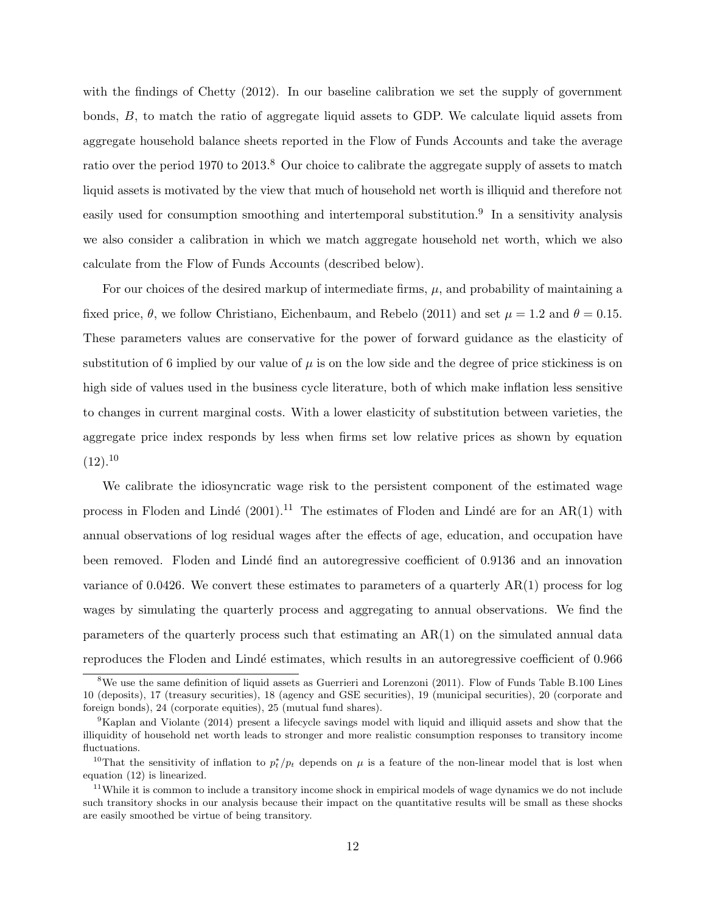with the findings of Chetty (2012). In our baseline calibration we set the supply of government bonds, $B$, to match the ratio of aggregate liquid assets to GDP. We calculate liquid assets from aggregate household balance sheets reported in the Flow of Funds Accounts and take the average ratio over the period 1970 to 2013.[8] Our choice to calibrate the aggregate supply of assets to match liquid assets is motivated by the view that much of household net worth is illiquid and therefore not easily used for consumption smoothing and intertemporal substitution.[9] In a sensitivity analysis we also consider a calibration in which we match aggregate household net worth, which we also calculate from the Flow of Funds Accounts (described below).

For our choices of the desired markup of intermediate firms, $\mu$, and probability of maintaining a fixed price, $\theta$, we follow Christiano, Eichenbaum, and Rebelo (2011) and set $\mu = 1.2$ and $\theta = 0.15$. These parameters values are conservative for the power of forward guidance as the elasticity of substitution of 6 implied by our value of $\mu$ is on the low side and the degree of price stickiness is on high side of values used in the business cycle literature, both of which make inflation less sensitive to changes in current marginal costs. With a lower elasticity of substitution between varieties, the aggregate price index responds by less when firms set low relative prices as shown by equation (12).[10]

We calibrate the idiosyncratic wage risk to the persistent component of the estimated wage process in Floden and Lindé (2001).[11] The estimates of Floden and Lindé are for an AR(1) with annual observations of log residual wages after the effects of age, education, and occupation have been removed. Floden and Lindé find an autoregressive coefficient of 0.9136 and an innovation variance of 0.0426. We convert these estimates to parameters of a quarterly AR(1) process for log wages by simulating the quarterly process and aggregating to annual observations. We find the parameters of the quarterly process such that estimating an AR(1) on the simulated annual data reproduces the Floden and Lindé estimates, which results in an autoregressive coefficient of 0.966

---

[8] We use the same definition of liquid assets as Guerrieri and Lorenzoni (2011). Flow of Funds Table B.100 Lines 10 (deposits), 17 (treasury securities), 18 (agency and GSE securities), 19 (municipal securities), 20 (corporate and foreign bonds), 24 (corporate equities), 25 (mutual fund shares).

[9] Kaplan and Violante (2014) present a lifecycle savings model with liquid and illiquid assets and show that the illiquidity of household net worth leads to stronger and more realistic consumption responses to transitory income fluctuations.

[10] That the sensitivity of inflation to $p_t^*/p_t$ depends on $\mu$ is a feature of the non-linear model that is lost when equation (12) is linearized.

[11] While it is common to include a transitory income shock in empirical models of wage dynamics we do not include such transitory shocks in our analysis because their impact on the quantitative results will be small as these shocks are easily smoothed be virtue of being transitory.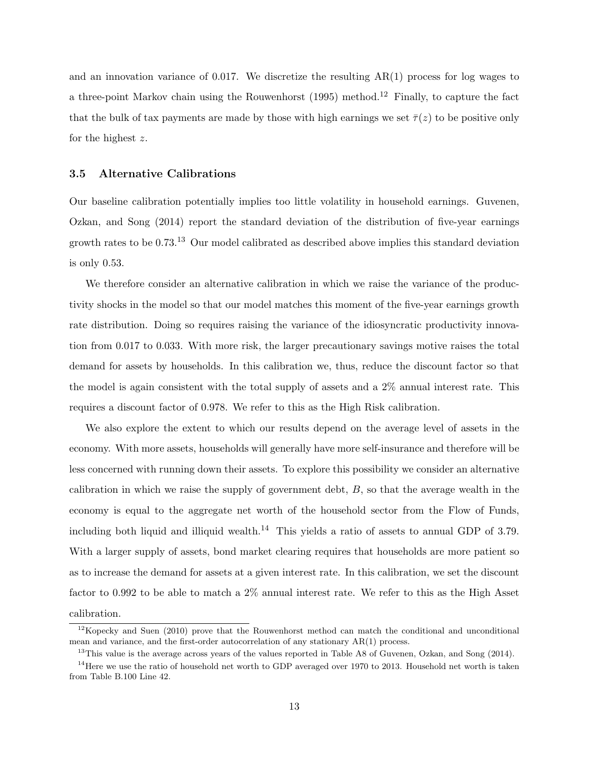and an innovation variance of 0.017. We discretize the resulting AR(1) process for log wages to a three-point Markov chain using the Rouwenhorst (1995) method.[12] Finally, to capture the fact that the bulk of tax payments are made by those with high earnings we set $\bar{\tau}(z)$ to be positive only for the highest $z$.

### 3.5 Alternative Calibrations

Our baseline calibration potentially implies too little volatility in household earnings. Guvenen, Ozkan, and Song (2014) report the standard deviation of the distribution of five-year earnings growth rates to be 0.73.[13] Our model calibrated as described above implies this standard deviation is only 0.53.

We therefore consider an alternative calibration in which we raise the variance of the productivity shocks in the model so that our model matches this moment of the five-year earnings growth rate distribution. Doing so requires raising the variance of the idiosyncratic productivity innovation from 0.017 to 0.033. With more risk, the larger precautionary savings motive raises the total demand for assets by households. In this calibration we, thus, reduce the discount factor so that the model is again consistent with the total supply of assets and a 2% annual interest rate. This requires a discount factor of 0.978. We refer to this as the High Risk calibration.

We also explore the extent to which our results depend on the average level of assets in the economy. With more assets, households will generally have more self-insurance and therefore will be less concerned with running down their assets. To explore this possibility we consider an alternative calibration in which we raise the supply of government debt, $B$, so that the average wealth in the economy is equal to the aggregate net worth of the household sector from the Flow of Funds, including both liquid and illiquid wealth.[14] This yields a ratio of assets to annual GDP of 3.79. With a larger supply of assets, bond market clearing requires that households are more patient so as to increase the demand for assets at a given interest rate. In this calibration, we set the discount factor to 0.992 to be able to match a 2% annual interest rate. We refer to this as the High Asset calibration.

[12] Kopecky and Suen (2010) prove that the Rouwenhorst method can match the conditional and unconditional mean and variance, and the first-order autocorrelation of any stationary AR(1) process.

[13] This value is the average across years of the values reported in Table A8 of Guvenen, Ozkan, and Song (2014).

[14] Here we use the ratio of household net worth to GDP averaged over 1970 to 2013. Household net worth is taken from Table B.100 Line 42.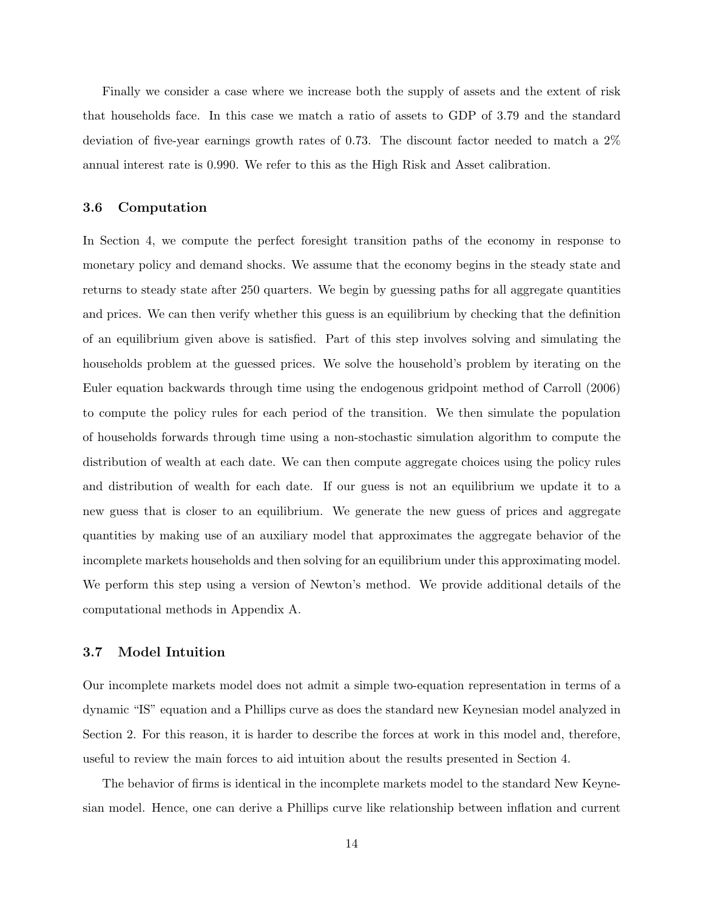Finally we consider a case where we increase both the supply of assets and the extent of risk that households face. In this case we match a ratio of assets to GDP of 3.79 and the standard deviation of five-year earnings growth rates of 0.73. The discount factor needed to match a 2% annual interest rate is 0.990. We refer to this as the High Risk and Asset calibration.

### 3.6 Computation

In Section 4, we compute the perfect foresight transition paths of the economy in response to monetary policy and demand shocks. We assume that the economy begins in the steady state and returns to steady state after 250 quarters. We begin by guessing paths for all aggregate quantities and prices. We can then verify whether this guess is an equilibrium by checking that the definition of an equilibrium given above is satisfied. Part of this step involves solving and simulating the households problem at the guessed prices. We solve the household's problem by iterating on the Euler equation backwards through time using the endogenous gridpoint method of Carroll (2006) to compute the policy rules for each period of the transition. We then simulate the population of households forwards through time using a non-stochastic simulation algorithm to compute the distribution of wealth at each date. We can then compute aggregate choices using the policy rules and distribution of wealth for each date. If our guess is not an equilibrium we update it to a new guess that is closer to an equilibrium. We generate the new guess of prices and aggregate quantities by making use of an auxiliary model that approximates the aggregate behavior of the incomplete markets households and then solving for an equilibrium under this approximating model. We perform this step using a version of Newton's method. We provide additional details of the computational methods in Appendix A.

### 3.7 Model Intuition

Our incomplete markets model does not admit a simple two-equation representation in terms of a dynamic "IS" equation and a Phillips curve as does the standard new Keynesian model analyzed in Section 2. For this reason, it is harder to describe the forces at work in this model and, therefore, useful to review the main forces to aid intuition about the results presented in Section 4.

The behavior of firms is identical in the incomplete markets model to the standard New Keynesian model. Hence, one can derive a Phillips curve like relationship between inflation and current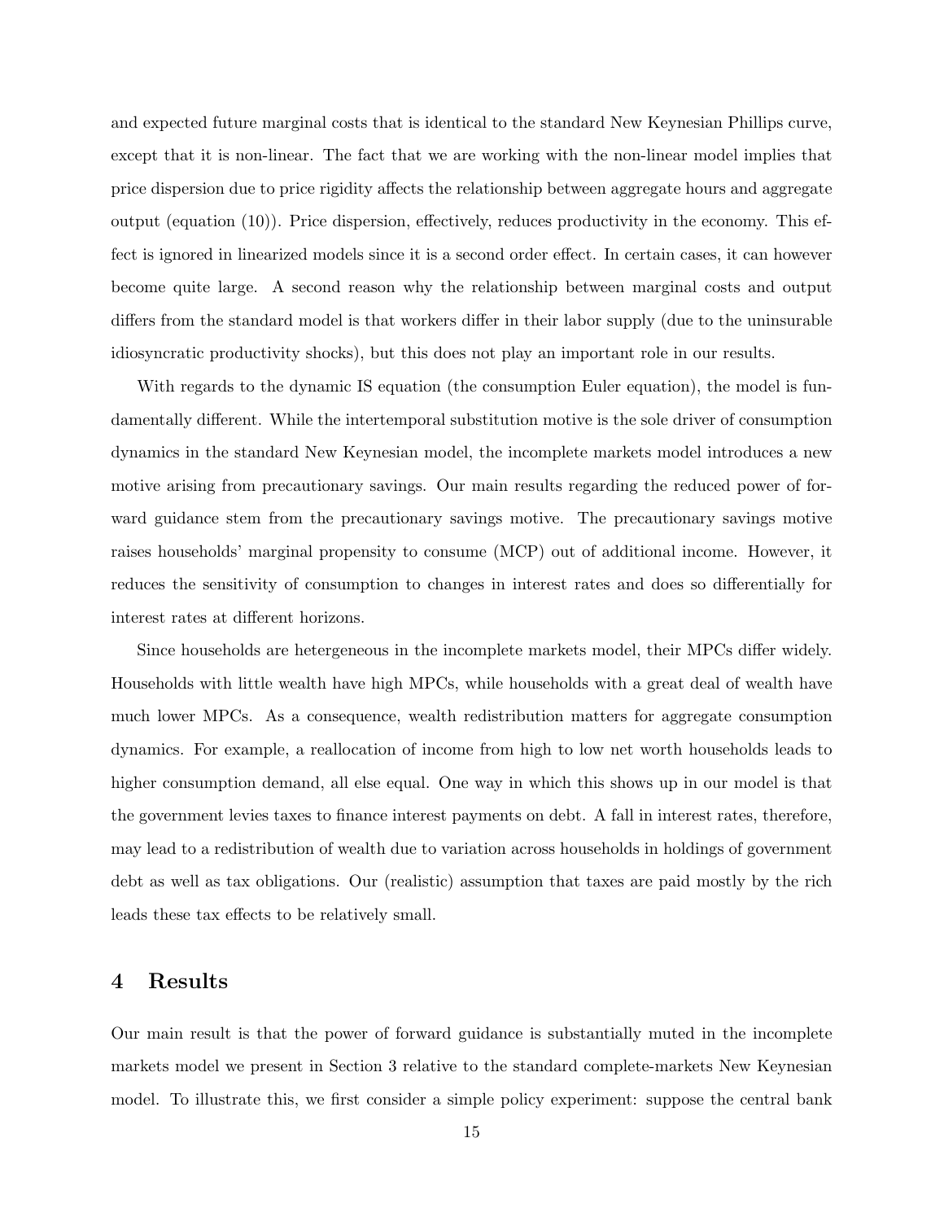and expected future marginal costs that is identical to the standard New Keynesian Phillips curve, except that it is non-linear. The fact that we are working with the non-linear model implies that price dispersion due to price rigidity affects the relationship between aggregate hours and aggregate output (equation (10)). Price dispersion, effectively, reduces productivity in the economy. This effect is ignored in linearized models since it is a second order effect. In certain cases, it can however become quite large. A second reason why the relationship between marginal costs and output differs from the standard model is that workers differ in their labor supply (due to the uninsurable idiosyncratic productivity shocks), but this does not play an important role in our results.

With regards to the dynamic IS equation (the consumption Euler equation), the model is fundamentally different. While the intertemporal substitution motive is the sole driver of consumption dynamics in the standard New Keynesian model, the incomplete markets model introduces a new motive arising from precautionary savings. Our main results regarding the reduced power of forward guidance stem from the precautionary savings motive. The precautionary savings motive raises households' marginal propensity to consume (MCP) out of additional income. However, it reduces the sensitivity of consumption to changes in interest rates and does so differentially for interest rates at different horizons.

Since households are hetergeneous in the incomplete markets model, their MPCs differ widely. Households with little wealth have high MPCs, while households with a great deal of wealth have much lower MPCs. As a consequence, wealth redistribution matters for aggregate consumption dynamics. For example, a reallocation of income from high to low net worth households leads to higher consumption demand, all else equal. One way in which this shows up in our model is that the government levies taxes to finance interest payments on debt. A fall in interest rates, therefore, may lead to a redistribution of wealth due to variation across households in holdings of government debt as well as tax obligations. Our (realistic) assumption that taxes are paid mostly by the rich leads these tax effects to be relatively small.

# 4 Results

Our main result is that the power of forward guidance is substantially muted in the incomplete markets model we present in Section 3 relative to the standard complete-markets New Keynesian model. To illustrate this, we first consider a simple policy experiment: suppose the central bank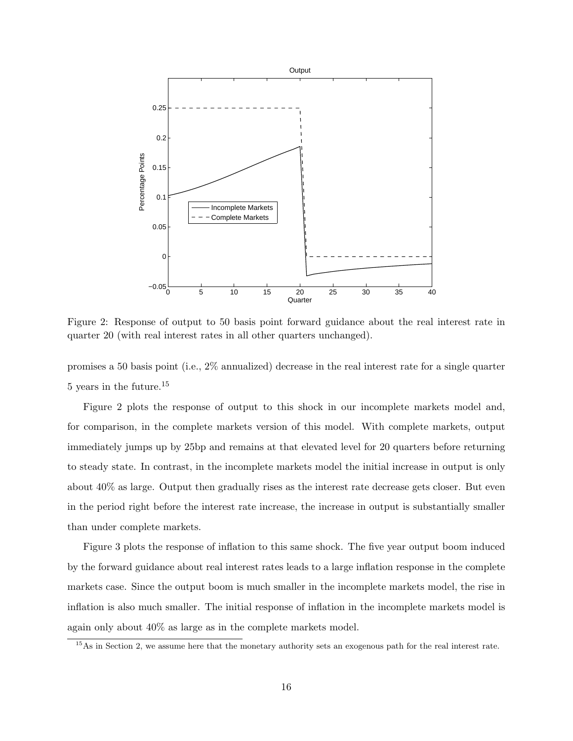Figure 2: Response of output to 50 basis point forward guidance about the real interest rate in quarter 20 (with real interest rates in all other quarters unchanged).

promises a 50 basis point (i.e., 2% annualized) decrease in the real interest rate for a single quarter 5 years in the future.[15]

Figure 2 plots the response of output to this shock in our incomplete markets model and, for comparison, in the complete markets version of this model. With complete markets, output immediately jumps up by 25bp and remains at that elevated level for 20 quarters before returning to steady state. In contrast, in the incomplete markets model the initial increase in output is only about 40% as large. Output then gradually rises as the interest rate decrease gets closer. But even in the period right before the interest rate increase, the increase in output is substantially smaller than under complete markets.

Figure 3 plots the response of inflation to this same shock. The five year output boom induced by the forward guidance about real interest rates leads to a large inflation response in the complete markets case. Since the output boom is much smaller in the incomplete markets model, the rise in inflation is also much smaller. The initial response of inflation in the incomplete markets model is again only about 40% as large as in the complete markets model.

[15] As in Section 2, we assume here that the monetary authority sets an exogenous path for the real interest rate.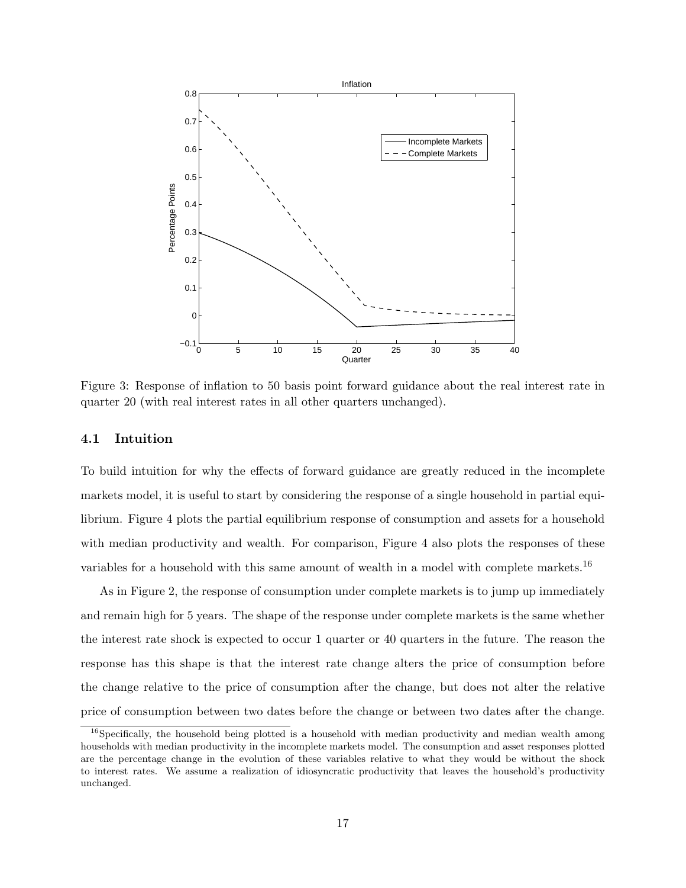Figure 3: Response of inflation to 50 basis point forward guidance about the real interest rate in quarter 20 (with real interest rates in all other quarters unchanged).

## 4.1 Intuition

To build intuition for why the effects of forward guidance are greatly reduced in the incomplete markets model, it is useful to start by considering the response of a single household in partial equilibrium. Figure 4 plots the partial equilibrium response of consumption and assets for a household with median productivity and wealth. For comparison, Figure 4 also plots the responses of these variables for a household with this same amount of wealth in a model with complete markets.[16]

As in Figure 2, the response of consumption under complete markets is to jump up immediately and remain high for 5 years. The shape of the response under complete markets is the same whether the interest rate shock is expected to occur 1 quarter or 40 quarters in the future. The reason the response has this shape is that the interest rate change alters the price of consumption before the change relative to the price of consumption after the change, but does not alter the relative price of consumption between two dates before the change or between two dates after the change.

[16] Specifically, the household being plotted is a household with median productivity and median wealth among households with median productivity in the incomplete markets model. The consumption and asset responses plotted are the percentage change in the evolution of these variables relative to what they would be without the shock to interest rates. We assume a realization of idiosyncratic productivity that leaves the household's productivity unchanged.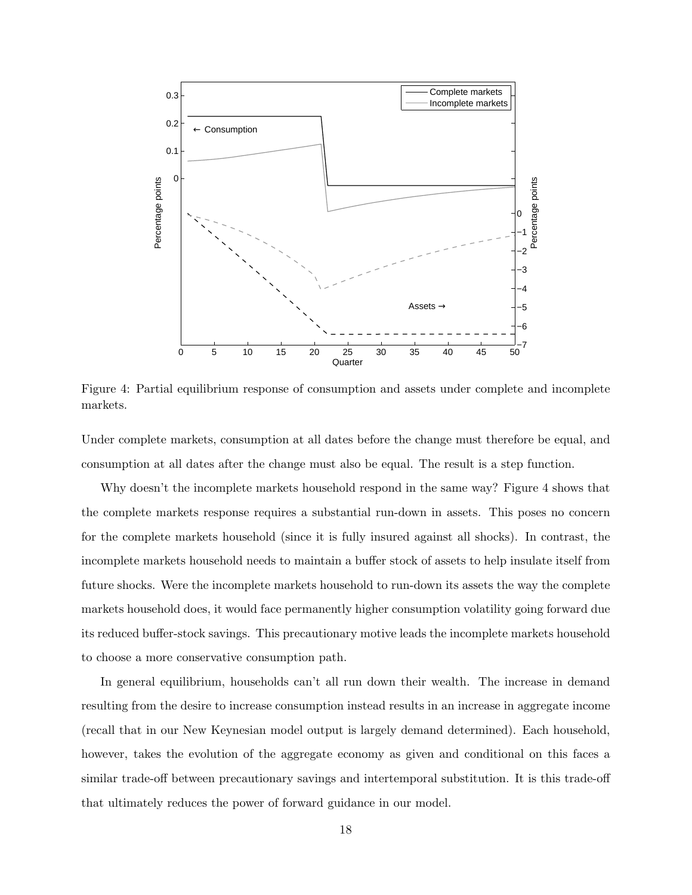Figure 4: Partial equilibrium response of consumption and assets under complete and incomplete markets.

Under complete markets, consumption at all dates before the change must therefore be equal, and consumption at all dates after the change must also be equal. The result is a step function.

Why doesn't the incomplete markets household respond in the same way? Figure 4 shows that the complete markets response requires a substantial run-down in assets. This poses no concern for the complete markets household (since it is fully insured against all shocks). In contrast, the incomplete markets household needs to maintain a buffer stock of assets to help insulate itself from future shocks. Were the incomplete markets household to run-down its assets the way the complete markets household does, it would face permanently higher consumption volatility going forward due its reduced buffer-stock savings. This precautionary motive leads the incomplete markets household to choose a more conservative consumption path.

In general equilibrium, households can't all run down their wealth. The increase in demand resulting from the desire to increase consumption instead results in an increase in aggregate income (recall that in our New Keynesian model output is largely demand determined). Each household, however, takes the evolution of the aggregate economy as given and conditional on this faces a similar trade-off between precautionary savings and intertemporal substitution. It is this trade-off that ultimately reduces the power of forward guidance in our model.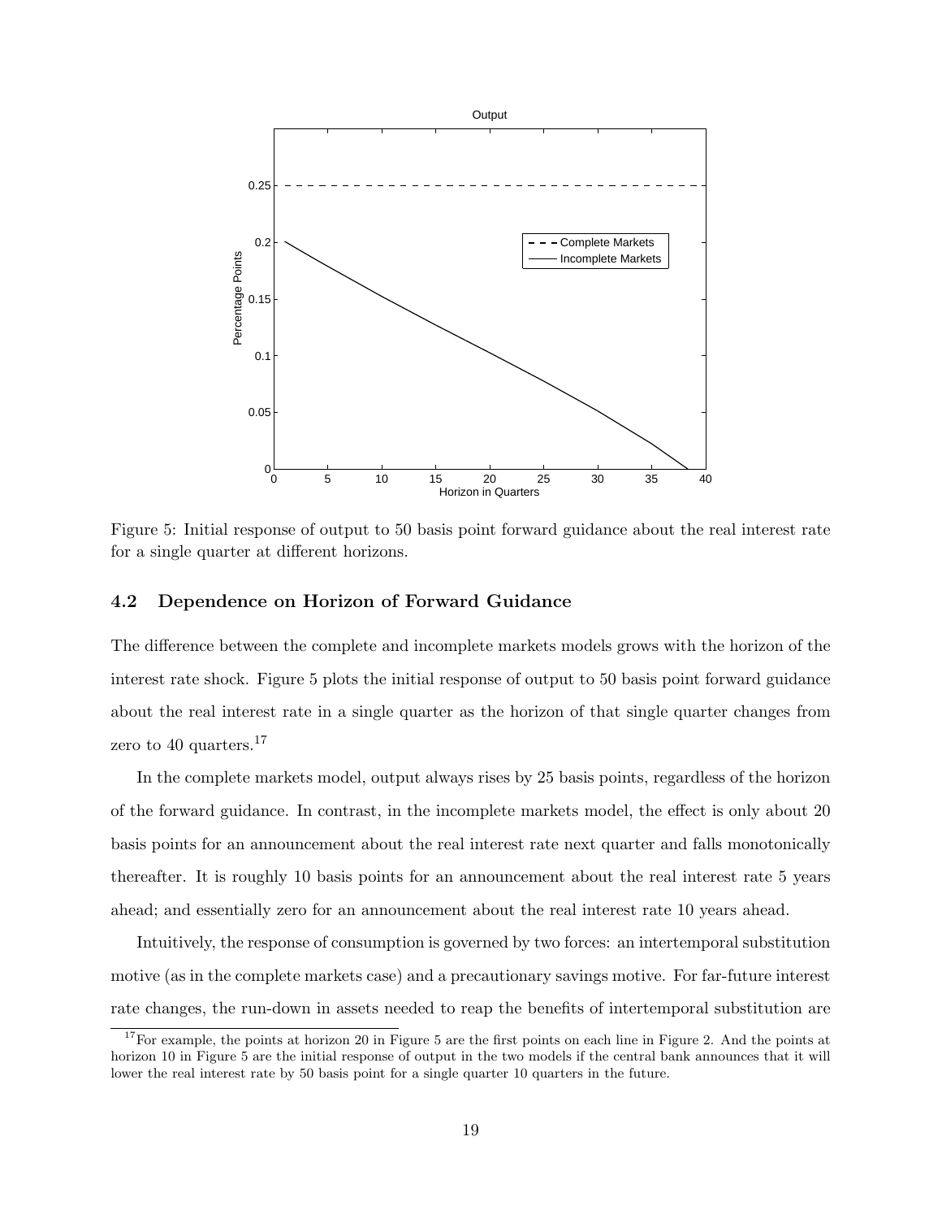Figure 5: Initial response of output to 50 basis point forward guidance about the real interest rate for a single quarter at different horizons.

### 4.2 Dependence on Horizon of Forward Guidance

The difference between the complete and incomplete markets models grows with the horizon of the interest rate shock. Figure 5 plots the initial response of output to 50 basis point forward guidance about the real interest rate in a single quarter as the horizon of that single quarter changes from zero to 40 quarters.[17]

In the complete markets model, output always rises by 25 basis points, regardless of the horizon of the forward guidance. In contrast, in the incomplete markets model, the effect is only about 20 basis points for an announcement about the real interest rate next quarter and falls monotonically thereafter. It is roughly 10 basis points for an announcement about the real interest rate 5 years ahead; and essentially zero for an announcement about the real interest rate 10 years ahead.

Intuitively, the response of consumption is governed by two forces: an intertemporal substitution motive (as in the complete markets case) and a precautionary savings motive. For far-future interest rate changes, the run-down in assets needed to reap the benefits of intertemporal substitution are

[17] For example, the points at horizon 20 in Figure 5 are the first points on each line in Figure 2. And the points at horizon 10 in Figure 5 are the initial response of output in the two models if the central bank announces that it will lower the real interest rate by 50 basis point for a single quarter 10 quarters in the future.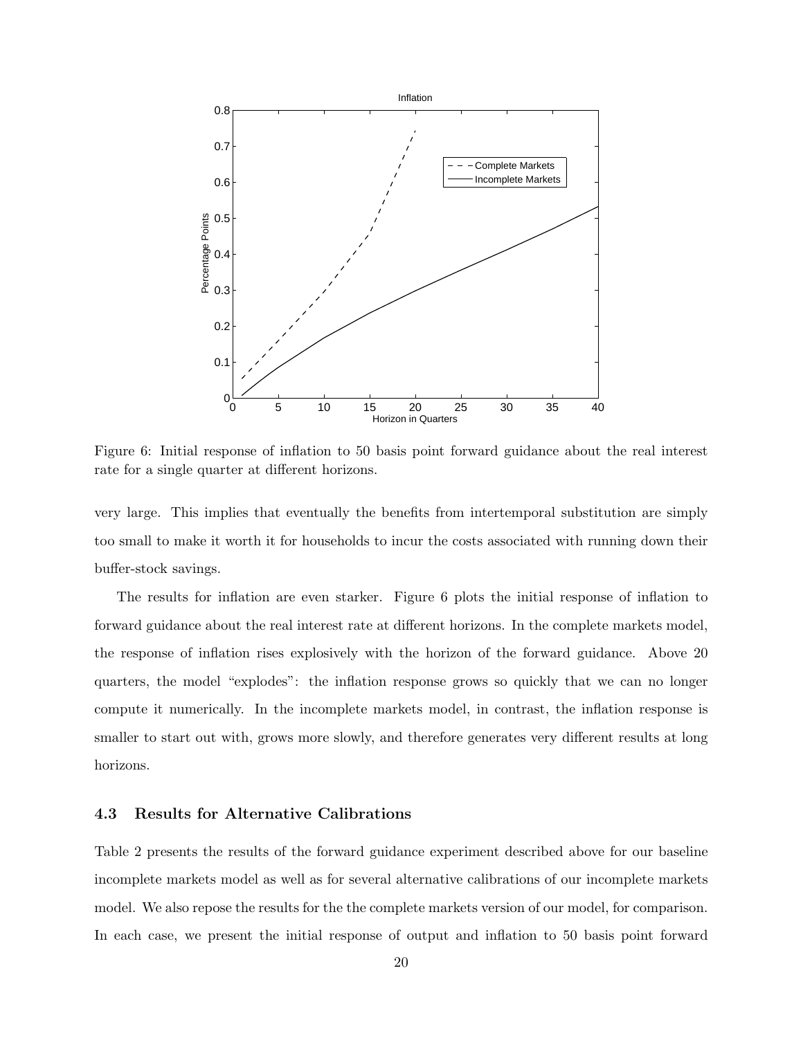Figure 6: Initial response of inflation to 50 basis point forward guidance about the real interest rate for a single quarter at different horizons.

very large. This implies that eventually the benefits from intertemporal substitution are simply too small to make it worth it for households to incur the costs associated with running down their buffer-stock savings.

The results for inflation are even starker. Figure 6 plots the initial response of inflation to forward guidance about the real interest rate at different horizons. In the complete markets model, the response of inflation rises explosively with the horizon of the forward guidance. Above 20 quarters, the model "explodes": the inflation response grows so quickly that we can no longer compute it numerically. In the incomplete markets model, in contrast, the inflation response is smaller to start out with, grows more slowly, and therefore generates very different results at long horizons.

### 4.3 Results for Alternative Calibrations

Table 2 presents the results of the forward guidance experiment described above for our baseline incomplete markets model as well as for several alternative calibrations of our incomplete markets model. We also repose the results for the the complete markets version of our model, for comparison. In each case, we present the initial response of output and inflation to 50 basis point forward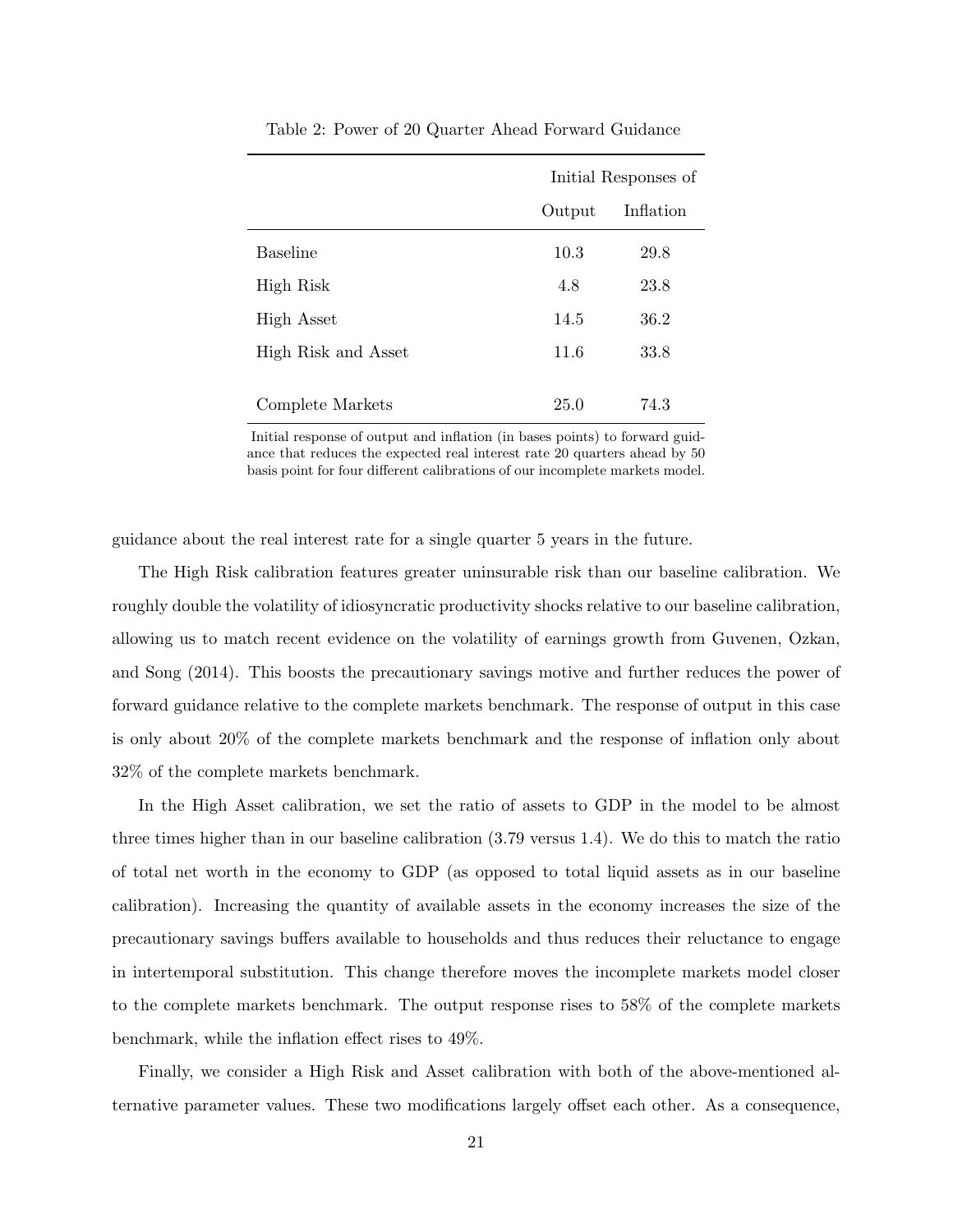Table 2: Power of 20 Quarter Ahead Forward Guidance

| | Initial Responses of | |
|---|---|---|
| | Output | Inflation |
| Baseline | 10.3 | 29.8 |
| High Risk | 4.8 | 23.8 |
| High Asset | 14.5 | 36.2 |
| High Risk and Asset | 11.6 | 33.8 |
| Complete Markets | 25.0 | 74.3 |

Initial response of output and inflation (in bases points) to forward guidance that reduces the expected real interest rate 20 quarters ahead by 50 basis point for four different calibrations of our incomplete markets model.

guidance about the real interest rate for a single quarter 5 years in the future.

The High Risk calibration features greater uninsurable risk than our baseline calibration. We roughly double the volatility of idiosyncratic productivity shocks relative to our baseline calibration, allowing us to match recent evidence on the volatility of earnings growth from Guvenen, Ozkan, and Song (2014). This boosts the precautionary savings motive and further reduces the power of forward guidance relative to the complete markets benchmark. The response of output in this case is only about 20% of the complete markets benchmark and the response of inflation only about 32% of the complete markets benchmark.

In the High Asset calibration, we set the ratio of assets to GDP in the model to be almost three times higher than in our baseline calibration (3.79 versus 1.4). We do this to match the ratio of total net worth in the economy to GDP (as opposed to total liquid assets as in our baseline calibration). Increasing the quantity of available assets in the economy increases the size of the precautionary savings buffers available to households and thus reduces their reluctance to engage in intertemporal substitution. This change therefore moves the incomplete markets model closer to the complete markets benchmark. The output response rises to 58% of the complete markets benchmark, while the inflation effect rises to 49%.

Finally, we consider a High Risk and Asset calibration with both of the above-mentioned alternative parameter values. These two modifications largely offset each other. As a consequence,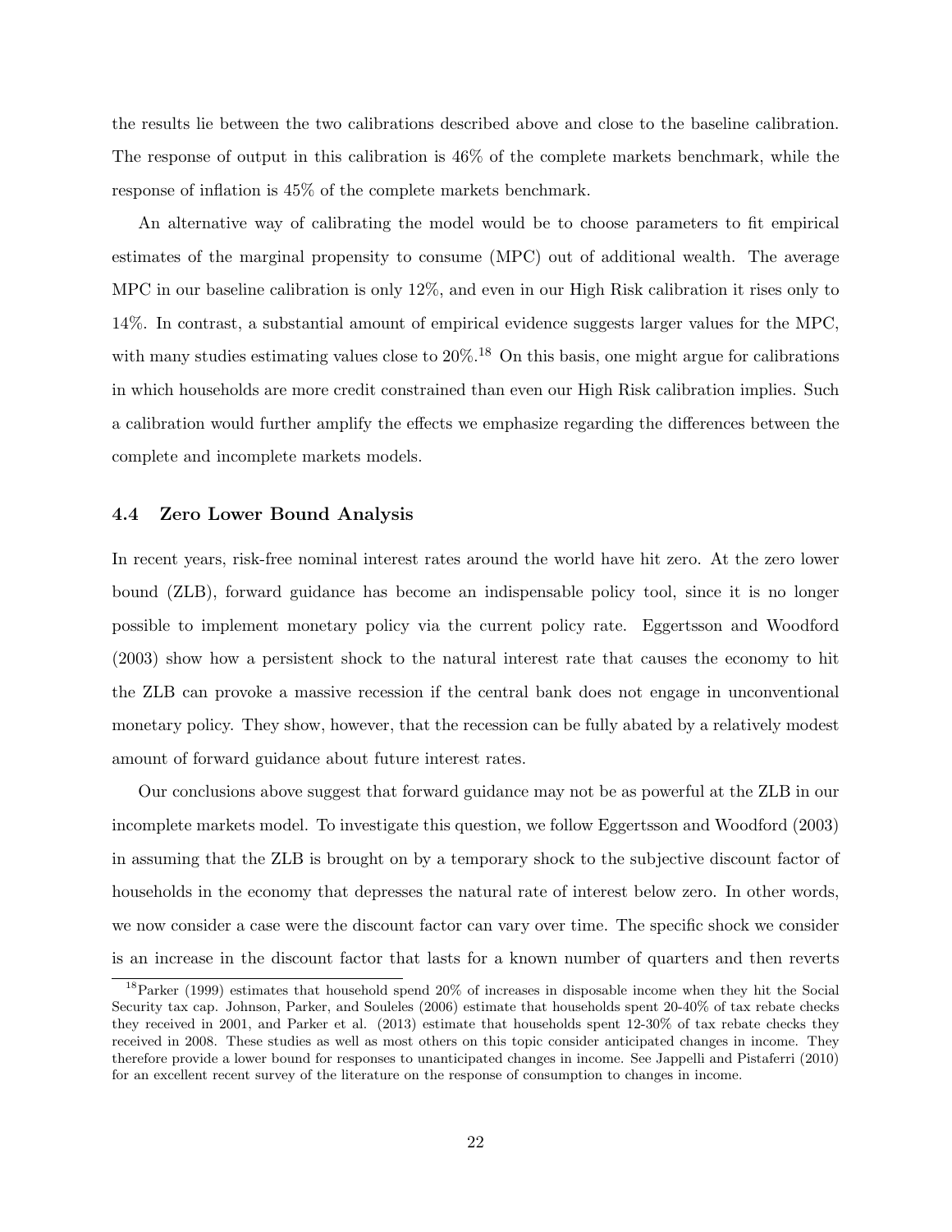the results lie between the two calibrations described above and close to the baseline calibration. The response of output in this calibration is 46% of the complete markets benchmark, while the response of inflation is 45% of the complete markets benchmark.

An alternative way of calibrating the model would be to choose parameters to fit empirical estimates of the marginal propensity to consume (MPC) out of additional wealth. The average MPC in our baseline calibration is only 12%, and even in our High Risk calibration it rises only to 14%. In contrast, a substantial amount of empirical evidence suggests larger values for the MPC, with many studies estimating values close to 20%.[18] On this basis, one might argue for calibrations in which households are more credit constrained than even our High Risk calibration implies. Such a calibration would further amplify the effects we emphasize regarding the differences between the complete and incomplete markets models.

### 4.4 Zero Lower Bound Analysis

In recent years, risk-free nominal interest rates around the world have hit zero. At the zero lower bound (ZLB), forward guidance has become an indispensable policy tool, since it is no longer possible to implement monetary policy via the current policy rate. Eggertsson and Woodford (2003) show how a persistent shock to the natural interest rate that causes the economy to hit the ZLB can provoke a massive recession if the central bank does not engage in unconventional monetary policy. They show, however, that the recession can be fully abated by a relatively modest amount of forward guidance about future interest rates.

Our conclusions above suggest that forward guidance may not be as powerful at the ZLB in our incomplete markets model. To investigate this question, we follow Eggertsson and Woodford (2003) in assuming that the ZLB is brought on by a temporary shock to the subjective discount factor of households in the economy that depresses the natural rate of interest below zero. In other words, we now consider a case were the discount factor can vary over time. The specific shock we consider is an increase in the discount factor that lasts for a known number of quarters and then reverts

[18] Parker (1999) estimates that household spend 20% of increases in disposable income when they hit the Social Security tax cap. Johnson, Parker, and Souleles (2006) estimate that households spent 20-40% of tax rebate checks they received in 2001, and Parker et al. (2013) estimate that households spent 12-30% of tax rebate checks they received in 2008. These studies as well as most others on this topic consider anticipated changes in income. They therefore provide a lower bound for responses to unanticipated changes in income. See Jappelli and Pistaferri (2010) for an excellent recent survey of the literature on the response of consumption to changes in income.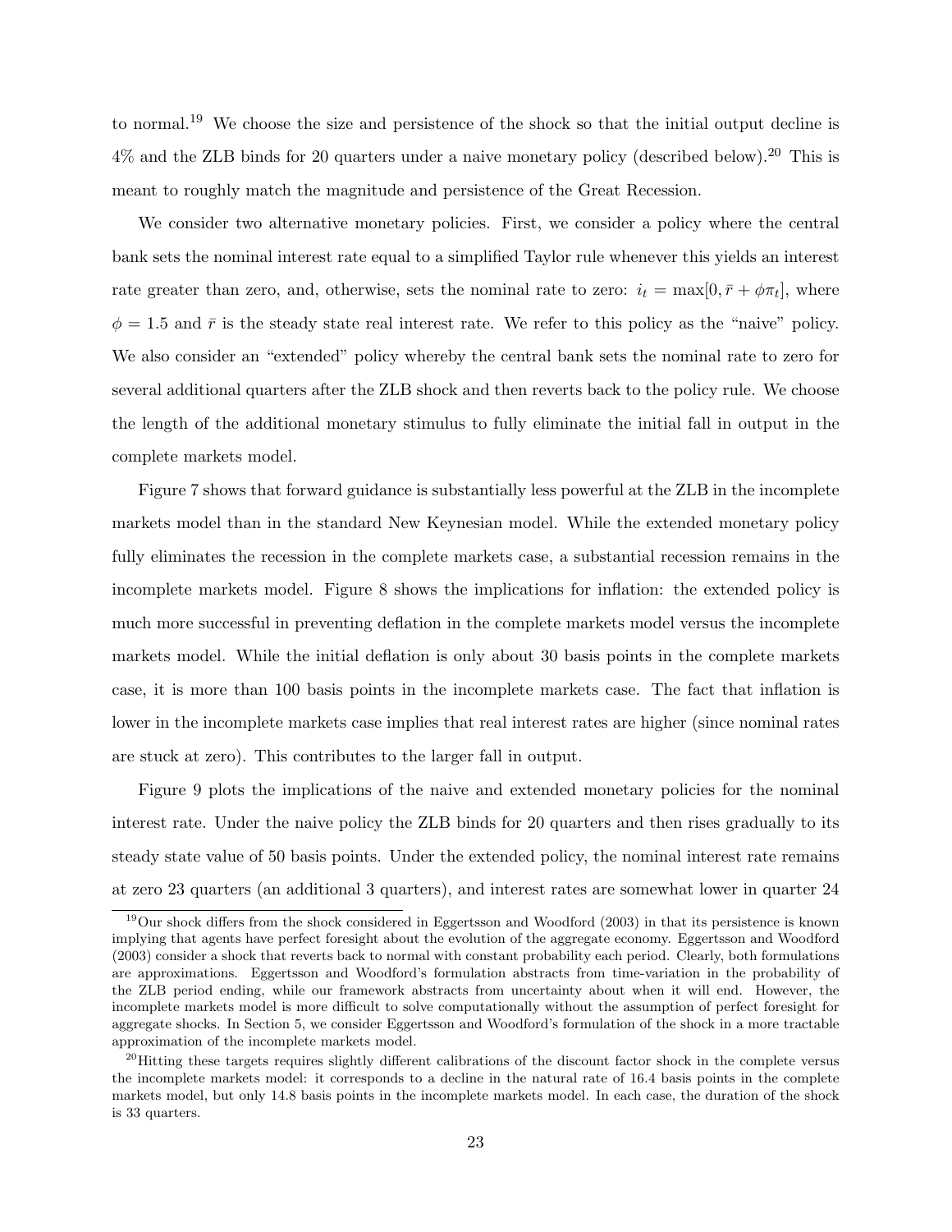to normal.[19] We choose the size and persistence of the shock so that the initial output decline is 4% and the ZLB binds for 20 quarters under a naive monetary policy (described below).[20] This is meant to roughly match the magnitude and persistence of the Great Recession.

We consider two alternative monetary policies. First, we consider a policy where the central bank sets the nominal interest rate equal to a simplified Taylor rule whenever this yields an interest rate greater than zero, and, otherwise, sets the nominal rate to zero: $i_t = \max[0, \bar{r} + \phi \pi_t]$, where $\phi = 1.5$ and $\bar{r}$ is the steady state real interest rate. We refer to this policy as the "naive" policy. We also consider an "extended" policy whereby the central bank sets the nominal rate to zero for several additional quarters after the ZLB shock and then reverts back to the policy rule. We choose the length of the additional monetary stimulus to fully eliminate the initial fall in output in the complete markets model.

Figure 7 shows that forward guidance is substantially less powerful at the ZLB in the incomplete markets model than in the standard New Keynesian model. While the extended monetary policy fully eliminates the recession in the complete markets case, a substantial recession remains in the incomplete markets model. Figure 8 shows the implications for inflation: the extended policy is much more successful in preventing deflation in the complete markets model versus the incomplete markets model. While the initial deflation is only about 30 basis points in the complete markets case, it is more than 100 basis points in the incomplete markets case. The fact that inflation is lower in the incomplete markets case implies that real interest rates are higher (since nominal rates are stuck at zero). This contributes to the larger fall in output.

Figure 9 plots the implications of the naive and extended monetary policies for the nominal interest rate. Under the naive policy the ZLB binds for 20 quarters and then rises gradually to its steady state value of 50 basis points. Under the extended policy, the nominal interest rate remains at zero 23 quarters (an additional 3 quarters), and interest rates are somewhat lower in quarter 24

[19] Our shock differs from the shock considered in Eggertsson and Woodford (2003) in that its persistence is known implying that agents have perfect foresight about the evolution of the aggregate economy. Eggertsson and Woodford (2003) consider a shock that reverts back to normal with constant probability each period. Clearly, both formulations are approximations. Eggertsson and Woodford's formulation abstracts from time-variation in the probability of the ZLB period ending, while our framework abstracts from uncertainty about when it will end. However, the incomplete markets model is more difficult to solve computationally without the assumption of perfect foresight for aggregate shocks. In Section 5, we consider Eggertsson and Woodford's formulation of the shock in a more tractable approximation of the incomplete markets model.

[20] Hitting these targets requires slightly different calibrations of the discount factor shock in the complete versus the incomplete markets model: it corresponds to a decline in the natural rate of 16.4 basis points in the complete markets model, but only 14.8 basis points in the incomplete markets model. In each case, the duration of the shock is 33 quarters.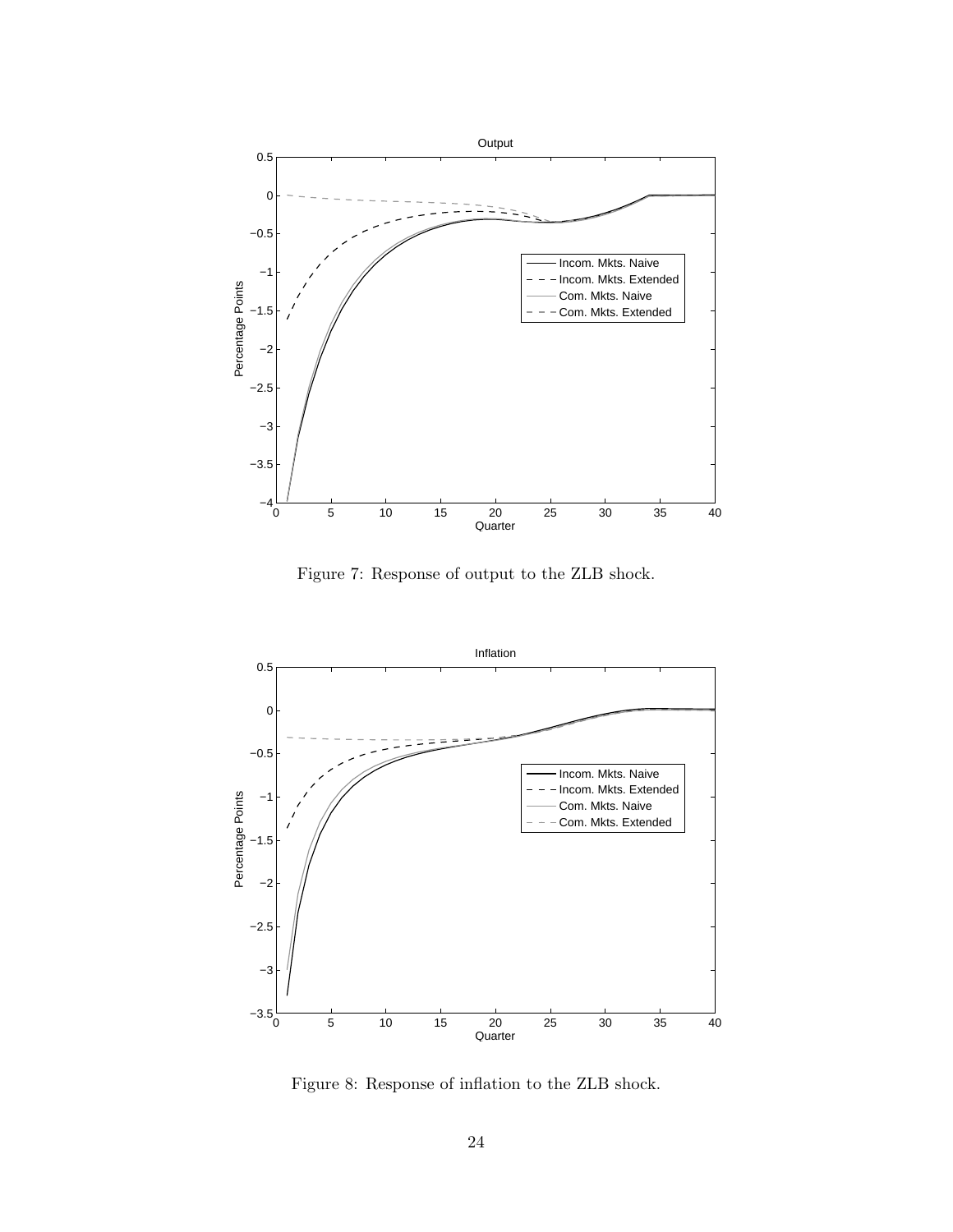Figure 7: Response of output to the ZLB shock.

Figure 8: Response of inflation to the ZLB shock.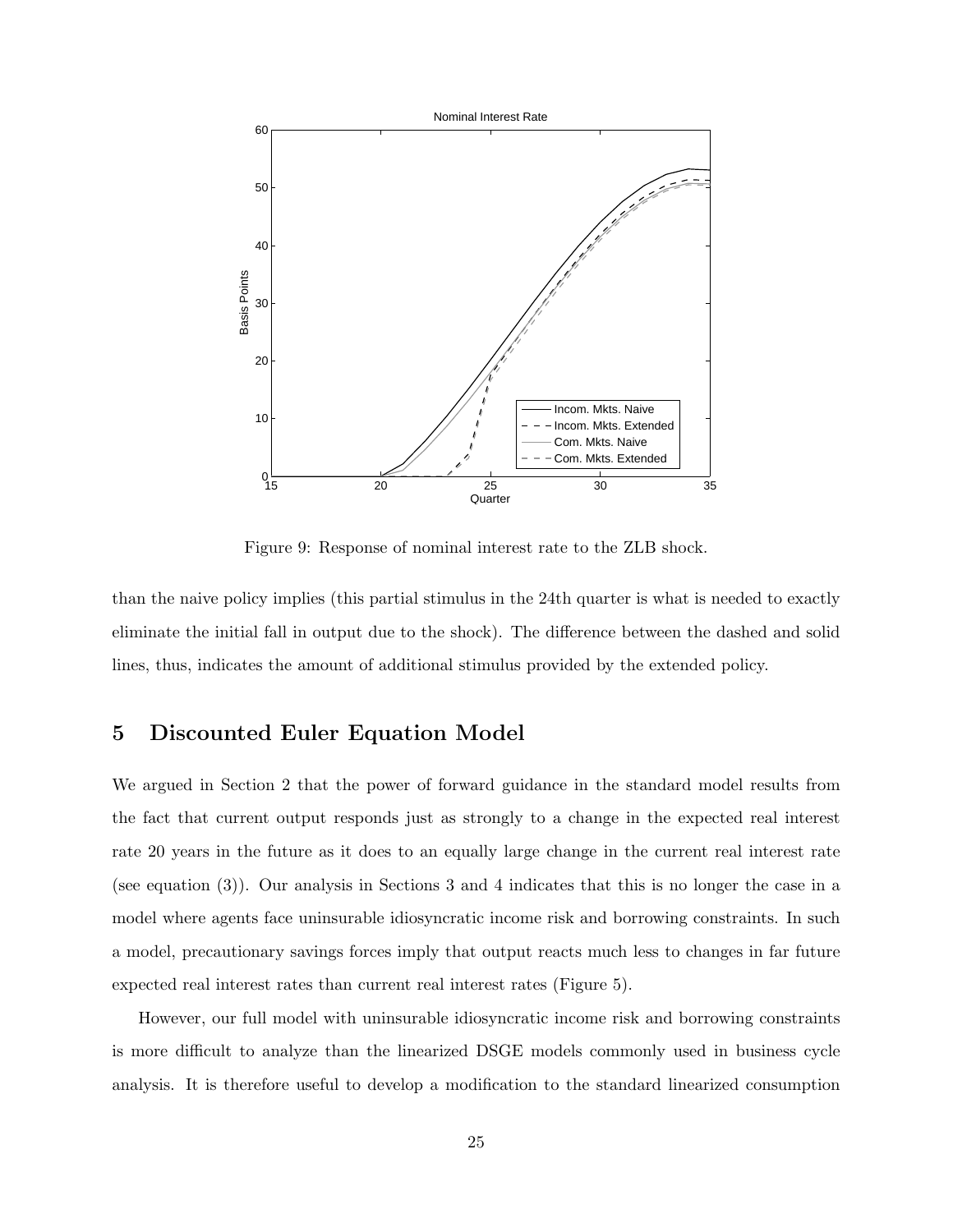Figure 9: Response of nominal interest rate to the ZLB shock.

than the naive policy implies (this partial stimulus in the 24th quarter is what is needed to exactly eliminate the initial fall in output due to the shock). The difference between the dashed and solid lines, thus, indicates the amount of additional stimulus provided by the extended policy.

## 5 Discounted Euler Equation Model

We argued in Section 2 that the power of forward guidance in the standard model results from the fact that current output responds just as strongly to a change in the expected real interest rate 20 years in the future as it does to an equally large change in the current real interest rate (see equation (3)). Our analysis in Sections 3 and 4 indicates that this is no longer the case in a model where agents face uninsurable idiosyncratic income risk and borrowing constraints. In such a model, precautionary savings forces imply that output reacts much less to changes in far future expected real interest rates than current real interest rates (Figure 5).

However, our full model with uninsurable idiosyncratic income risk and borrowing constraints is more difficult to analyze than the linearized DSGE models commonly used in business cycle analysis. It is therefore useful to develop a modification to the standard linearized consumption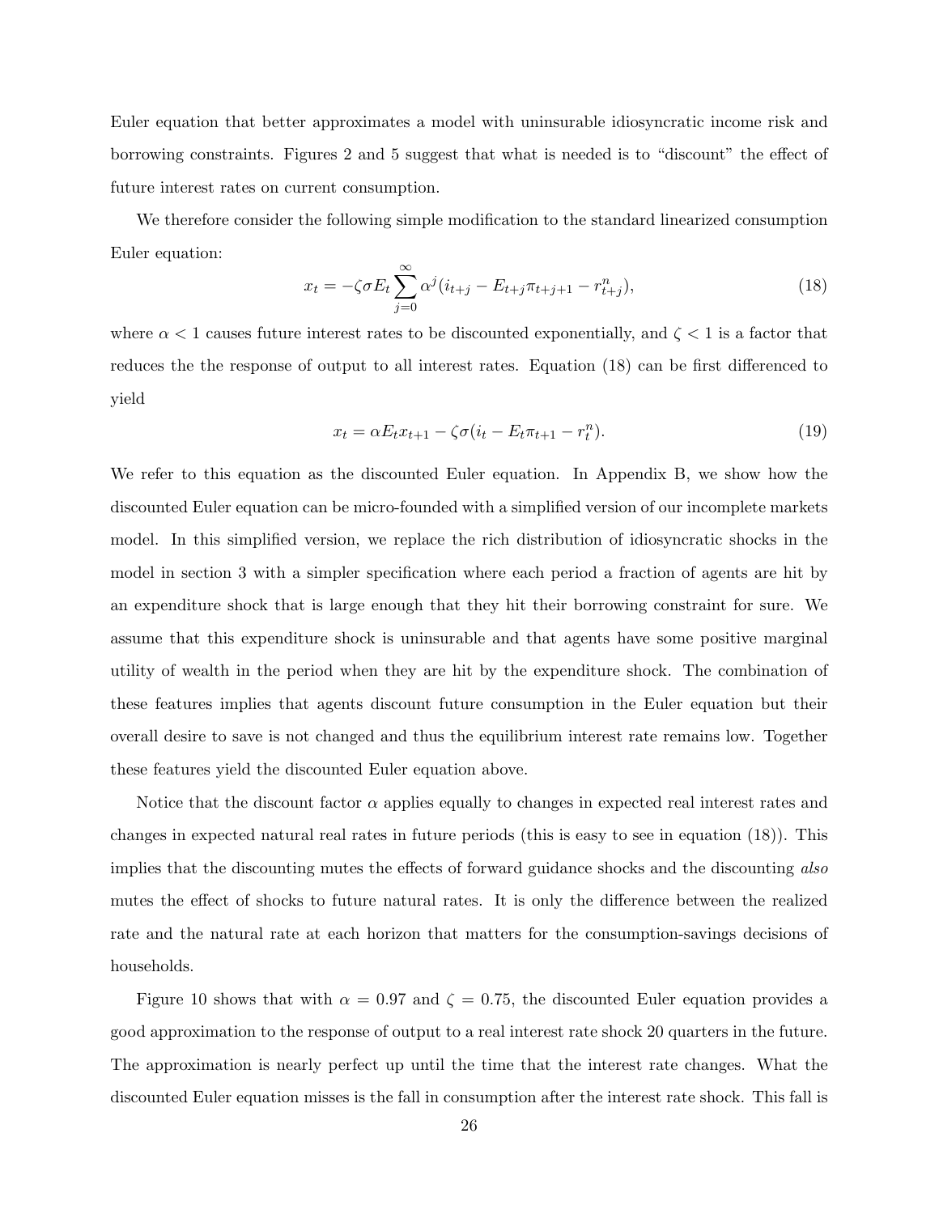Euler equation that better approximates a model with uninsurable idiosyncratic income risk and borrowing constraints. Figures 2 and 5 suggest that what is needed is to "discount" the effect of future interest rates on current consumption.

We therefore consider the following simple modification to the standard linearized consumption Euler equation:

$$x_t = -\zeta\sigma E_t \sum_{j=0}^{\infty} \alpha^j (i_{t+j} - E_{t+j}\pi_{t+j+1} - r_{t+j}^n), \tag{18}$$

where $\alpha < 1$ causes future interest rates to be discounted exponentially, and $\zeta < 1$ is a factor that reduces the the response of output to all interest rates. Equation (18) can be first differenced to yield

$$x_t = \alpha E_t x_{t+1} - \zeta\sigma(i_t - E_t\pi_{t+1} - r_t^n). \tag{19}$$

We refer to this equation as the discounted Euler equation. In Appendix B, we show how the discounted Euler equation can be micro-founded with a simplified version of our incomplete markets model. In this simplified version, we replace the rich distribution of idiosyncratic shocks in the model in section 3 with a simpler specification where each period a fraction of agents are hit by an expenditure shock that is large enough that they hit their borrowing constraint for sure. We assume that this expenditure shock is uninsurable and that agents have some positive marginal utility of wealth in the period when they are hit by the expenditure shock. The combination of these features implies that agents discount future consumption in the Euler equation but their overall desire to save is not changed and thus the equilibrium interest rate remains low. Together these features yield the discounted Euler equation above.

Notice that the discount factor $\alpha$ applies equally to changes in expected real interest rates and changes in expected natural real rates in future periods (this is easy to see in equation (18)). This implies that the discounting mutes the effects of forward guidance shocks and the discounting *also* mutes the effect of shocks to future natural rates. It is only the difference between the realized rate and the natural rate at each horizon that matters for the consumption-savings decisions of households.

Figure 10 shows that with $\alpha = 0.97$ and $\zeta = 0.75$, the discounted Euler equation provides a good approximation to the response of output to a real interest rate shock 20 quarters in the future. The approximation is nearly perfect up until the time that the interest rate changes. What the discounted Euler equation misses is the fall in consumption after the interest rate shock. This fall is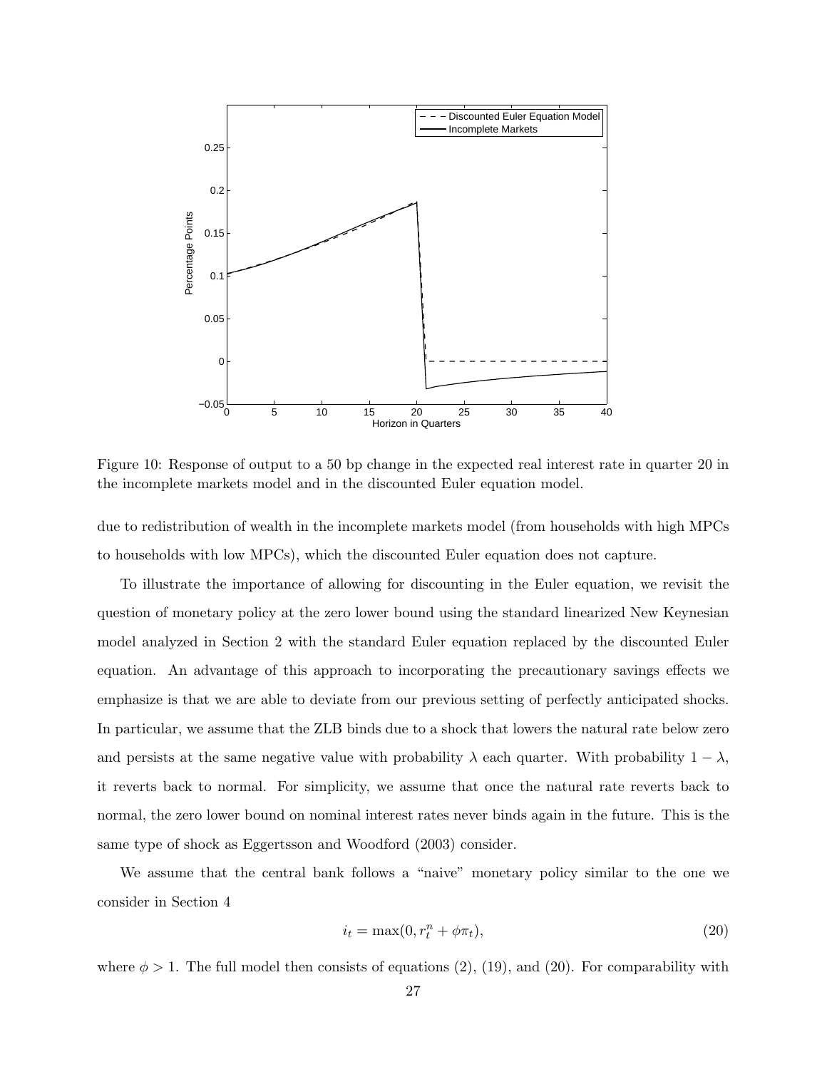Figure 10: Response of output to a 50 bp change in the expected real interest rate in quarter 20 in the incomplete markets model and in the discounted Euler equation model.

due to redistribution of wealth in the incomplete markets model (from households with high MPCs to households with low MPCs), which the discounted Euler equation does not capture.

To illustrate the importance of allowing for discounting in the Euler equation, we revisit the question of monetary policy at the zero lower bound using the standard linearized New Keynesian model analyzed in Section 2 with the standard Euler equation replaced by the discounted Euler equation. An advantage of this approach to incorporating the precautionary savings effects we emphasize is that we are able to deviate from our previous setting of perfectly anticipated shocks. In particular, we assume that the ZLB binds due to a shock that lowers the natural rate below zero and persists at the same negative value with probability $\lambda$ each quarter. With probability $1 - \lambda$, it reverts back to normal. For simplicity, we assume that once the natural rate reverts back to normal, the zero lower bound on nominal interest rates never binds again in the future. This is the same type of shock as Eggertsson and Woodford (2003) consider.

We assume that the central bank follows a "naive" monetary policy similar to the one we consider in Section 4

$$i_t = \max(0, r_t^n + \phi\pi_t), \tag{20}$$

where $\phi > 1$. The full model then consists of equations (2), (19), and (20). For comparability with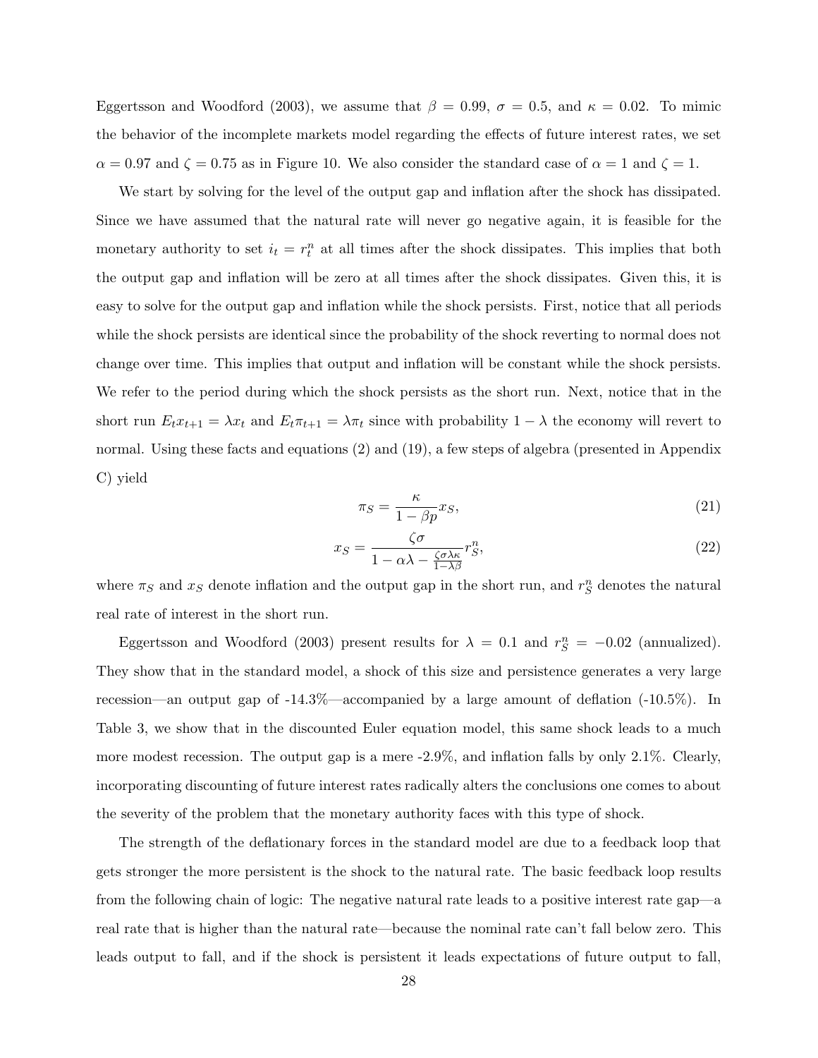Eggertsson and Woodford (2003), we assume that $\beta = 0.99$, $\sigma = 0.5$, and $\kappa = 0.02$. To mimic the behavior of the incomplete markets model regarding the effects of future interest rates, we set $\alpha = 0.97$ and $\zeta = 0.75$ as in Figure 10. We also consider the standard case of $\alpha = 1$ and $\zeta = 1$.

We start by solving for the level of the output gap and inflation after the shock has dissipated. Since we have assumed that the natural rate will never go negative again, it is feasible for the monetary authority to set $i_t = r_t^n$ at all times after the shock dissipates. This implies that both the output gap and inflation will be zero at all times after the shock dissipates. Given this, it is easy to solve for the output gap and inflation while the shock persists. First, notice that all periods while the shock persists are identical since the probability of the shock reverting to normal does not change over time. This implies that output and inflation will be constant while the shock persists. We refer to the period during which the shock persists as the short run. Next, notice that in the short run $E_t x_{t+1} = \lambda x_t$ and $E_t \pi_{t+1} = \lambda \pi_t$ since with probability $1 - \lambda$ the economy will revert to normal. Using these facts and equations (2) and (19), a few steps of algebra (presented in Appendix C) yield

$$\pi_S = \frac{\kappa}{1 - \beta p} x_S, \tag{21}$$

$$x_S = \frac{\zeta \sigma}{1 - \alpha \lambda - \frac{\zeta \sigma \lambda \kappa}{1 - \lambda \beta}} r_S^n, \tag{22}$$

where $\pi_S$ and $x_S$ denote inflation and the output gap in the short run, and $r_S^n$ denotes the natural real rate of interest in the short run.

Eggertsson and Woodford (2003) present results for $\lambda = 0.1$ and $r_S^n = -0.02$ (annualized). They show that in the standard model, a shock of this size and persistence generates a very large recession—an output gap of -14.3%—accompanied by a large amount of deflation (-10.5%). In Table 3, we show that in the discounted Euler equation model, this same shock leads to a much more modest recession. The output gap is a mere -2.9%, and inflation falls by only 2.1%. Clearly, incorporating discounting of future interest rates radically alters the conclusions one comes to about the severity of the problem that the monetary authority faces with this type of shock.

The strength of the deflationary forces in the standard model are due to a feedback loop that gets stronger the more persistent is the shock to the natural rate. The basic feedback loop results from the following chain of logic: The negative natural rate leads to a positive interest rate gap—a real rate that is higher than the natural rate—because the nominal rate can't fall below zero. This leads output to fall, and if the shock is persistent it leads expectations of future output to fall,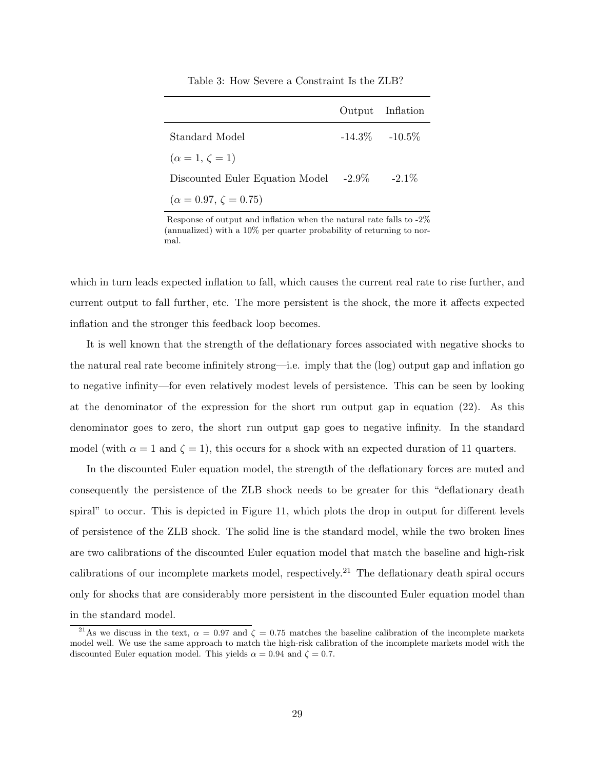Table 3: How Severe a Constraint Is the ZLB?

| | Output | Inflation |
|---|---|---|
| Standard Model | -14.3% | -10.5% |
| ($\alpha = 1$, $\zeta = 1$) | | |
| Discounted Euler Equation Model | -2.9% | -2.1% |
| ($\alpha = 0.97$, $\zeta = 0.75$) | | |

Response of output and inflation when the natural rate falls to -2% (annualized) with a 10% per quarter probability of returning to normal.

which in turn leads expected inflation to fall, which causes the current real rate to rise further, and current output to fall further, etc. The more persistent is the shock, the more it affects expected inflation and the stronger this feedback loop becomes.

It is well known that the strength of the deflationary forces associated with negative shocks to the natural real rate become infinitely strong—i.e. imply that the (log) output gap and inflation go to negative infinity—for even relatively modest levels of persistence. This can be seen by looking at the denominator of the expression for the short run output gap in equation (22). As this denominator goes to zero, the short run output gap goes to negative infinity. In the standard model (with $\alpha = 1$ and $\zeta = 1$), this occurs for a shock with an expected duration of 11 quarters.

In the discounted Euler equation model, the strength of the deflationary forces are muted and consequently the persistence of the ZLB shock needs to be greater for this "deflationary death spiral" to occur. This is depicted in Figure 11, which plots the drop in output for different levels of persistence of the ZLB shock. The solid line is the standard model, while the two broken lines are two calibrations of the discounted Euler equation model that match the baseline and high-risk calibrations of our incomplete markets model, respectively.[21] The deflationary death spiral occurs only for shocks that are considerably more persistent in the discounted Euler equation model than in the standard model.

[21] As we discuss in the text, $\alpha = 0.97$ and $\zeta = 0.75$ matches the baseline calibration of the incomplete markets model well. We use the same approach to match the high-risk calibration of the incomplete markets model with the discounted Euler equation model. This yields $\alpha = 0.94$ and $\zeta = 0.7$.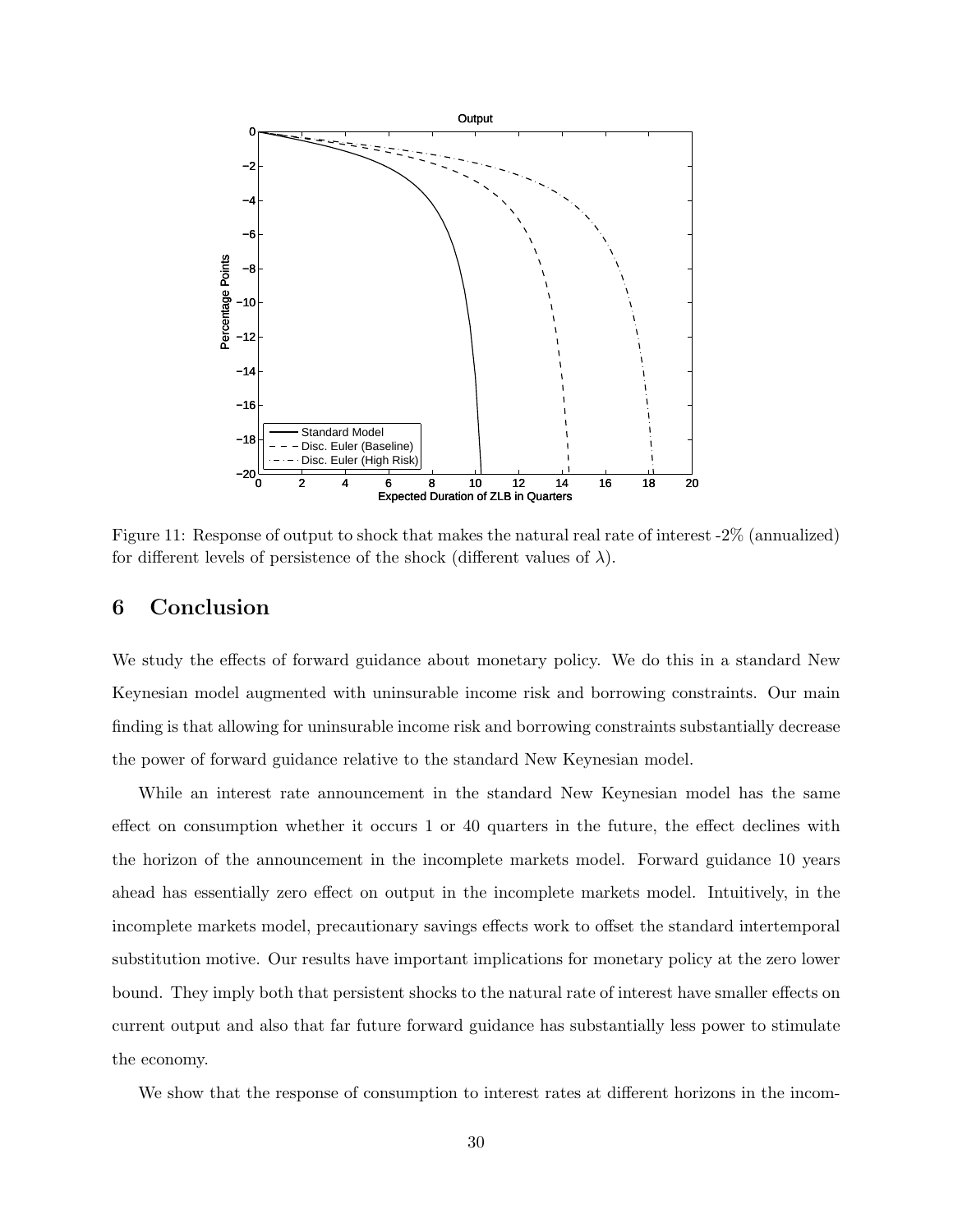Figure 11: Response of output to shock that makes the natural real rate of interest -2% (annualized) for different levels of persistence of the shock (different values of $\lambda$).

## 6 Conclusion

We study the effects of forward guidance about monetary policy. We do this in a standard New Keynesian model augmented with uninsurable income risk and borrowing constraints. Our main finding is that allowing for uninsurable income risk and borrowing constraints substantially decrease the power of forward guidance relative to the standard New Keynesian model.

While an interest rate announcement in the standard New Keynesian model has the same effect on consumption whether it occurs 1 or 40 quarters in the future, the effect declines with the horizon of the announcement in the incomplete markets model. Forward guidance 10 years ahead has essentially zero effect on output in the incomplete markets model. Intuitively, in the incomplete markets model, precautionary savings effects work to offset the standard intertemporal substitution motive. Our results have important implications for monetary policy at the zero lower bound. They imply both that persistent shocks to the natural rate of interest have smaller effects on current output and also that far future forward guidance has substantially less power to stimulate the economy.

We show that the response of consumption to interest rates at different horizons in the incom-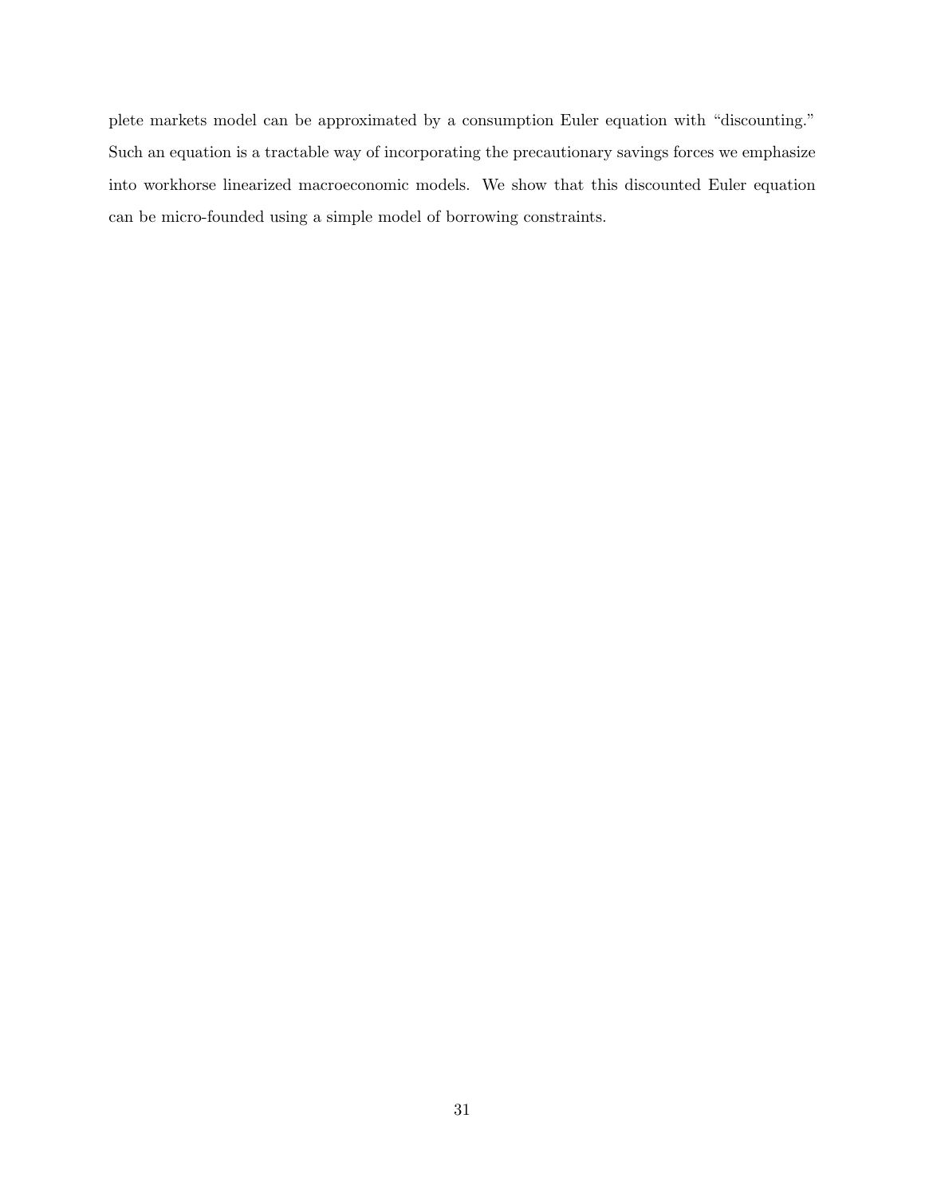plete markets model can be approximated by a consumption Euler equation with "discounting." Such an equation is a tractable way of incorporating the precautionary savings forces we emphasize into workhorse linearized macroeconomic models. We show that this discounted Euler equation can be micro-founded using a simple model of borrowing constraints.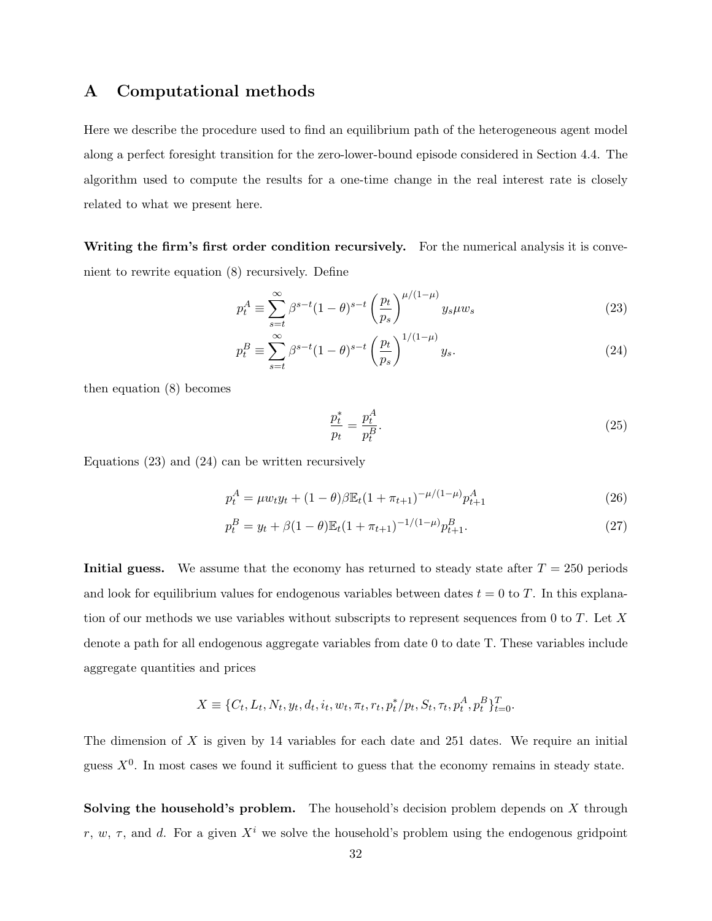# A Computational methods

Here we describe the procedure used to find an equilibrium path of the heterogeneous agent model along a perfect foresight transition for the zero-lower-bound episode considered in Section 4.4. The algorithm used to compute the results for a one-time change in the real interest rate is closely related to what we present here.

**Writing the firm's first order condition recursively.** For the numerical analysis it is convenient to rewrite equation (8) recursively. Define

$$p_t^A \equiv \sum_{s=t}^{\infty} \beta^{s-t}(1-\theta)^{s-t} \left(\frac{p_t}{p_s}\right)^{\mu/(1-\mu)} y_s \mu w_s \tag{23}$$

$$p_t^B \equiv \sum_{s=t}^{\infty} \beta^{s-t}(1-\theta)^{s-t} \left(\frac{p_t}{p_s}\right)^{1/(1-\mu)} y_s. \tag{24}$$

then equation (8) becomes

$$\frac{p_t^*}{p_t} = \frac{p_t^A}{p_t^B}. \tag{25}$$

Equations (23) and (24) can be written recursively

$$p_t^A = \mu w_t y_t + (1-\theta)\beta \mathbb{E}_t (1+\pi_{t+1})^{-\mu/(1-\mu)} p_{t+1}^A \tag{26}$$

$$p_t^B = y_t + \beta(1-\theta)\mathbb{E}_t (1+\pi_{t+1})^{-1/(1-\mu)} p_{t+1}^B. \tag{27}$$

**Initial guess.** We assume that the economy has returned to steady state after $T = 250$ periods and look for equilibrium values for endogenous variables between dates $t = 0$ to $T$. In this explanation of our methods we use variables without subscripts to represent sequences from 0 to $T$. Let $X$ denote a path for all endogenous aggregate variables from date 0 to date T. These variables include aggregate quantities and prices

$$X \equiv \{C_t, L_t, N_t, y_t, d_t, i_t, w_t, \pi_t, r_t, p_t^*/p_t, S_t, \tau_t, p_t^A, p_t^B\}_{t=0}^T.$$

The dimension of $X$ is given by 14 variables for each date and 251 dates. We require an initial guess $X^0$. In most cases we found it sufficient to guess that the economy remains in steady state.

**Solving the household's problem.** The household's decision problem depends on $X$ through $r$, $w$, $\tau$, and $d$. For a given $X^i$ we solve the household's problem using the endogenous gridpoint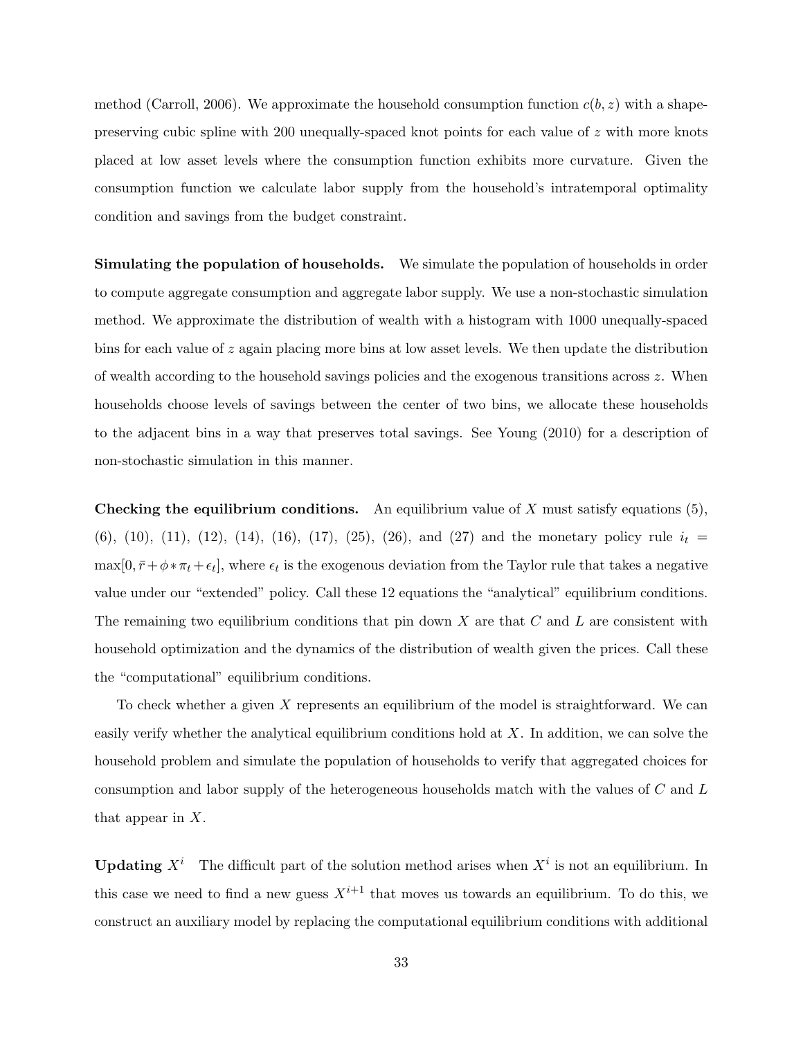method (Carroll, 2006). We approximate the household consumption function $c(b, z)$ with a shape-preserving cubic spline with 200 unequally-spaced knot points for each value of $z$ with more knots placed at low asset levels where the consumption function exhibits more curvature. Given the consumption function we calculate labor supply from the household's intratemporal optimality condition and savings from the budget constraint.

**Simulating the population of households.** We simulate the population of households in order to compute aggregate consumption and aggregate labor supply. We use a non-stochastic simulation method. We approximate the distribution of wealth with a histogram with 1000 unequally-spaced bins for each value of $z$ again placing more bins at low asset levels. We then update the distribution of wealth according to the household savings policies and the exogenous transitions across $z$. When households choose levels of savings between the center of two bins, we allocate these households to the adjacent bins in a way that preserves total savings. See Young (2010) for a description of non-stochastic simulation in this manner.

**Checking the equilibrium conditions.** An equilibrium value of $X$ must satisfy equations (5), (6), (10), (11), (12), (14), (16), (17), (25), (26), and (27) and the monetary policy rule $i_t = \max[0, \bar{r} + \phi * \pi_t + \epsilon_t]$, where $\epsilon_t$ is the exogenous deviation from the Taylor rule that takes a negative value under our "extended" policy. Call these 12 equations the "analytical" equilibrium conditions. The remaining two equilibrium conditions that pin down $X$ are that $C$ and $L$ are consistent with household optimization and the dynamics of the distribution of wealth given the prices. Call these the "computational" equilibrium conditions.

To check whether a given $X$ represents an equilibrium of the model is straightforward. We can easily verify whether the analytical equilibrium conditions hold at $X$. In addition, we can solve the household problem and simulate the population of households to verify that aggregated choices for consumption and labor supply of the heterogeneous households match with the values of $C$ and $L$ that appear in $X$.

**Updating $X^i$** The difficult part of the solution method arises when $X^i$ is not an equilibrium. In this case we need to find a new guess $X^{i+1}$ that moves us towards an equilibrium. To do this, we construct an auxiliary model by replacing the computational equilibrium conditions with additional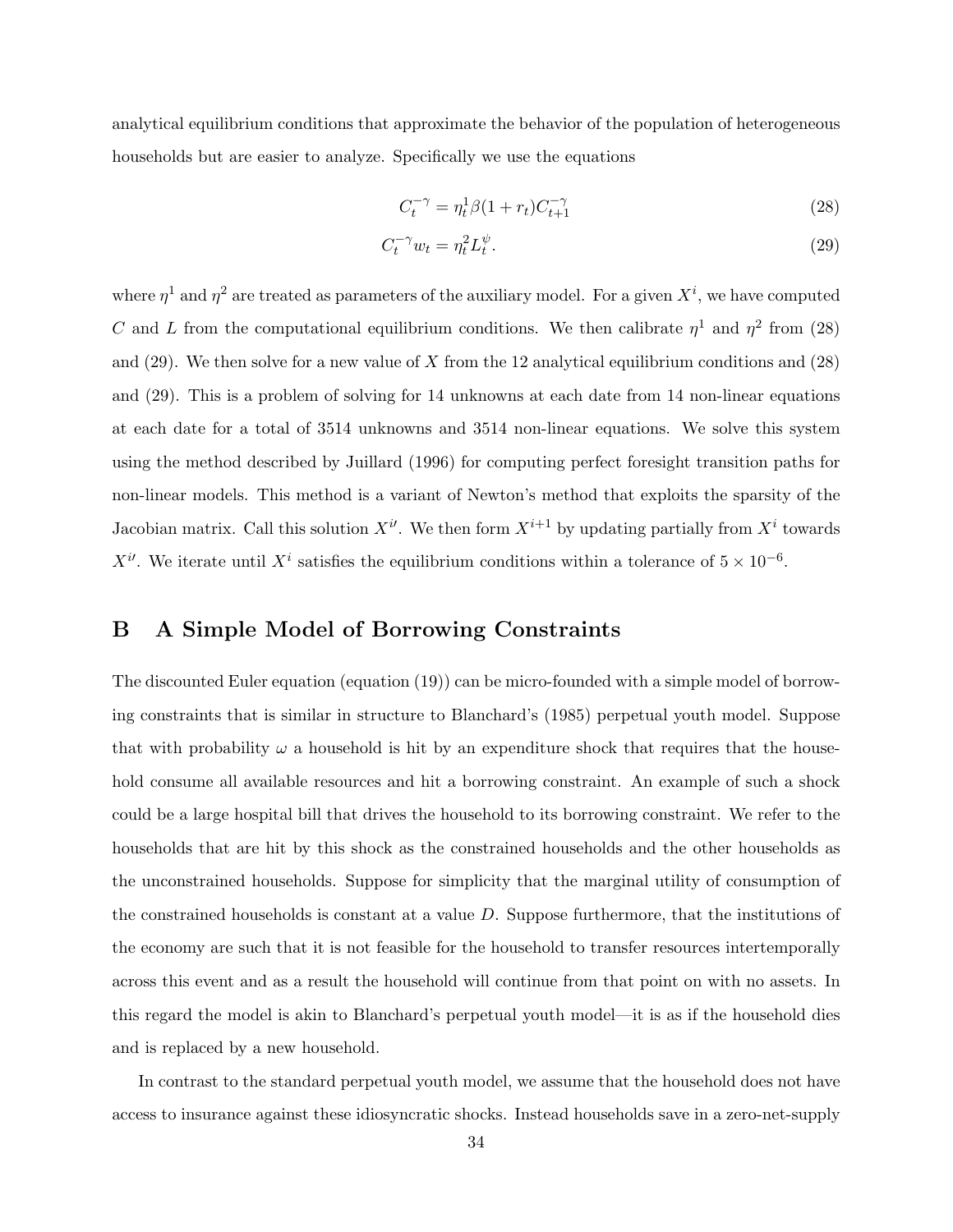analytical equilibrium conditions that approximate the behavior of the population of heterogeneous households but are easier to analyze. Specifically we use the equations

$$C_t^{-\gamma} = \eta_t^1 \beta (1 + r_t) C_{t+1}^{-\gamma} \tag{28}$$

$$C_t^{-\gamma} w_t = \eta_t^2 L_t^{\psi}. \tag{29}$$

where $\eta^1$ and $\eta^2$ are treated as parameters of the auxiliary model. For a given $X^i$, we have computed $C$ and $L$ from the computational equilibrium conditions. We then calibrate $\eta^1$ and $\eta^2$ from (28) and (29). We then solve for a new value of $X$ from the 12 analytical equilibrium conditions and (28) and (29). This is a problem of solving for 14 unknowns at each date from 14 non-linear equations at each date for a total of 3514 unknowns and 3514 non-linear equations. We solve this system using the method described by Juillard (1996) for computing perfect foresight transition paths for non-linear models. This method is a variant of Newton's method that exploits the sparsity of the Jacobian matrix. Call this solution $X^{i\prime}$. We then form $X^{i+1}$ by updating partially from $X^i$ towards $X^{i\prime}$. We iterate until $X^i$ satisfies the equilibrium conditions within a tolerance of $5 \times 10^{-6}$.

# B A Simple Model of Borrowing Constraints

The discounted Euler equation (equation (19)) can be micro-founded with a simple model of borrowing constraints that is similar in structure to Blanchard's (1985) perpetual youth model. Suppose that with probability $\omega$ a household is hit by an expenditure shock that requires that the household consume all available resources and hit a borrowing constraint. An example of such a shock could be a large hospital bill that drives the household to its borrowing constraint. We refer to the households that are hit by this shock as the constrained households and the other households as the unconstrained households. Suppose for simplicity that the marginal utility of consumption of the constrained households is constant at a value $D$. Suppose furthermore, that the institutions of the economy are such that it is not feasible for the household to transfer resources intertemporally across this event and as a result the household will continue from that point on with no assets. In this regard the model is akin to Blanchard's perpetual youth model—it is as if the household dies and is replaced by a new household.

In contrast to the standard perpetual youth model, we assume that the household does not have access to insurance against these idiosyncratic shocks. Instead households save in a zero-net-supply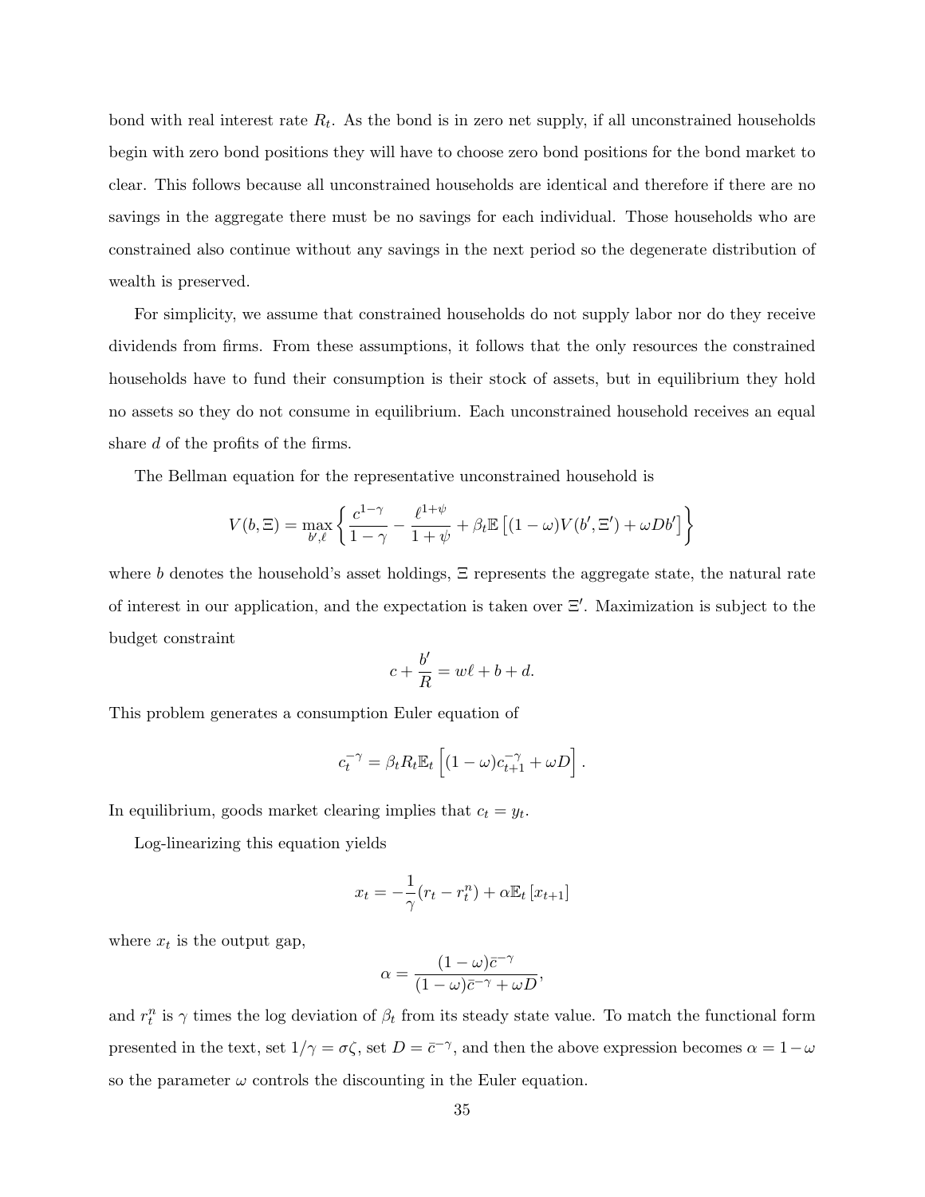bond with real interest rate $R_t$. As the bond is in zero net supply, if all unconstrained households begin with zero bond positions they will have to choose zero bond positions for the bond market to clear. This follows because all unconstrained households are identical and therefore if there are no savings in the aggregate there must be no savings for each individual. Those households who are constrained also continue without any savings in the next period so the degenerate distribution of wealth is preserved.

For simplicity, we assume that constrained households do not supply labor nor do they receive dividends from firms. From these assumptions, it follows that the only resources the constrained households have to fund their consumption is their stock of assets, but in equilibrium they hold no assets so they do not consume in equilibrium. Each unconstrained household receives an equal share $d$ of the profits of the firms.

The Bellman equation for the representative unconstrained household is

$$V(b, \Xi) = \max_{b', \ell} \left\{ \frac{c^{1-\gamma}}{1-\gamma} - \frac{\ell^{1+\psi}}{1+\psi} + \beta_t \mathbb{E}\left[(1-\omega)V(b', \Xi') + \omega D b'\right] \right\}$$

where $b$ denotes the household's asset holdings, $\Xi$ represents the aggregate state, the natural rate of interest in our application, and the expectation is taken over $\Xi'$. Maximization is subject to the budget constraint

$$c + \frac{b'}{R} = w\ell + b + d.$$

This problem generates a consumption Euler equation of

$$c_t^{-\gamma} = \beta_t R_t \mathbb{E}_t \left[(1-\omega)c_{t+1}^{-\gamma} + \omega D\right].$$

In equilibrium, goods market clearing implies that $c_t = y_t$.

Log-linearizing this equation yields

$$x_t = -\frac{1}{\gamma}(r_t - r_t^n) + \alpha \mathbb{E}_t \left[x_{t+1}\right]$$

where $x_t$ is the output gap,

$$\alpha = \frac{(1-\omega)\bar{c}^{-\gamma}}{(1-\omega)\bar{c}^{-\gamma} + \omega D},$$

and $r_t^n$ is $\gamma$ times the log deviation of $\beta_t$ from its steady state value. To match the functional form presented in the text, set $1/\gamma = \sigma\zeta$, set $D = \bar{c}^{-\gamma}$, and then the above expression becomes $\alpha = 1 - \omega$ so the parameter $\omega$ controls the discounting in the Euler equation.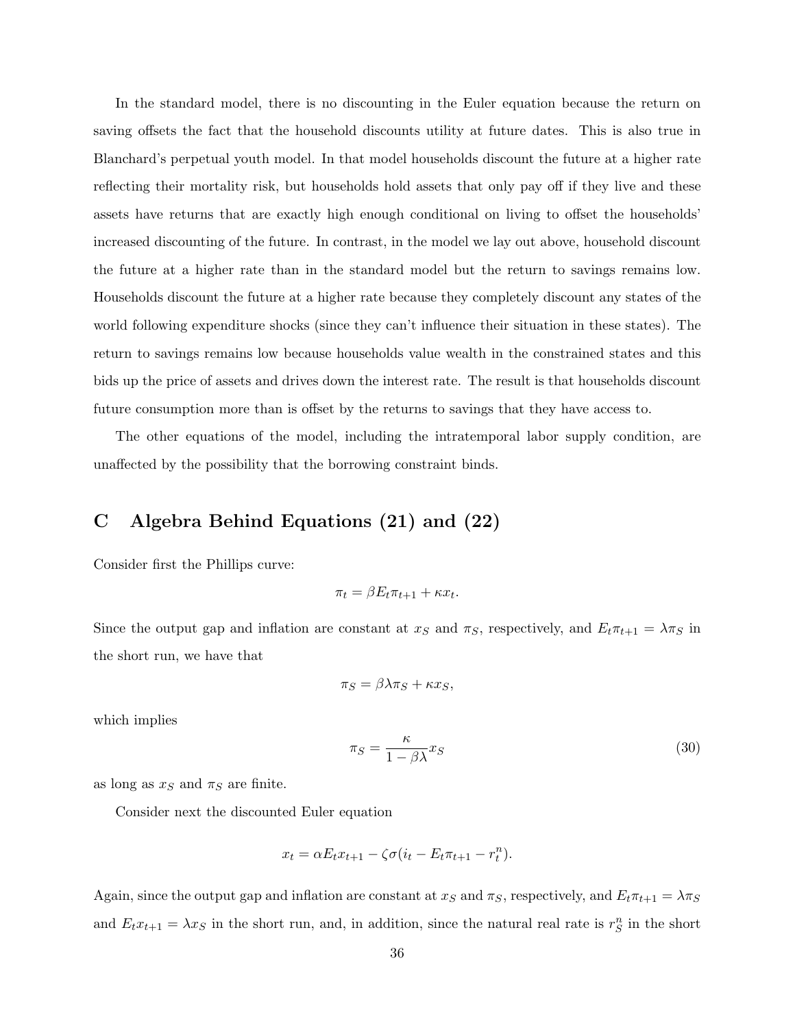In the standard model, there is no discounting in the Euler equation because the return on saving offsets the fact that the household discounts utility at future dates. This is also true in Blanchard's perpetual youth model. In that model households discount the future at a higher rate reflecting their mortality risk, but households hold assets that only pay off if they live and these assets have returns that are exactly high enough conditional on living to offset the households' increased discounting of the future. In contrast, in the model we lay out above, household discount the future at a higher rate than in the standard model but the return to savings remains low. Households discount the future at a higher rate because they completely discount any states of the world following expenditure shocks (since they can't influence their situation in these states). The return to savings remains low because households value wealth in the constrained states and this bids up the price of assets and drives down the interest rate. The result is that households discount future consumption more than is offset by the returns to savings that they have access to.

The other equations of the model, including the intratemporal labor supply condition, are unaffected by the possibility that the borrowing constraint binds.

# C Algebra Behind Equations (21) and (22)

Consider first the Phillips curve:

$$\pi_t = \beta E_t \pi_{t+1} + \kappa x_t.$$

Since the output gap and inflation are constant at $x_S$ and $\pi_S$, respectively, and $E_t \pi_{t+1} = \lambda \pi_S$ in the short run, we have that

$$\pi_S = \beta \lambda \pi_S + \kappa x_S,$$

which implies

$$\pi_S = \frac{\kappa}{1 - \beta \lambda} x_S \tag{30}$$

as long as $x_S$ and $\pi_S$ are finite.

Consider next the discounted Euler equation

$$x_t = \alpha E_t x_{t+1} - \zeta \sigma (i_t - E_t \pi_{t+1} - r_t^n).$$

Again, since the output gap and inflation are constant at $x_S$ and $\pi_S$, respectively, and $E_t \pi_{t+1} = \lambda \pi_S$ and $E_t x_{t+1} = \lambda x_S$ in the short run, and, in addition, since the natural real rate is $r_S^n$ in the short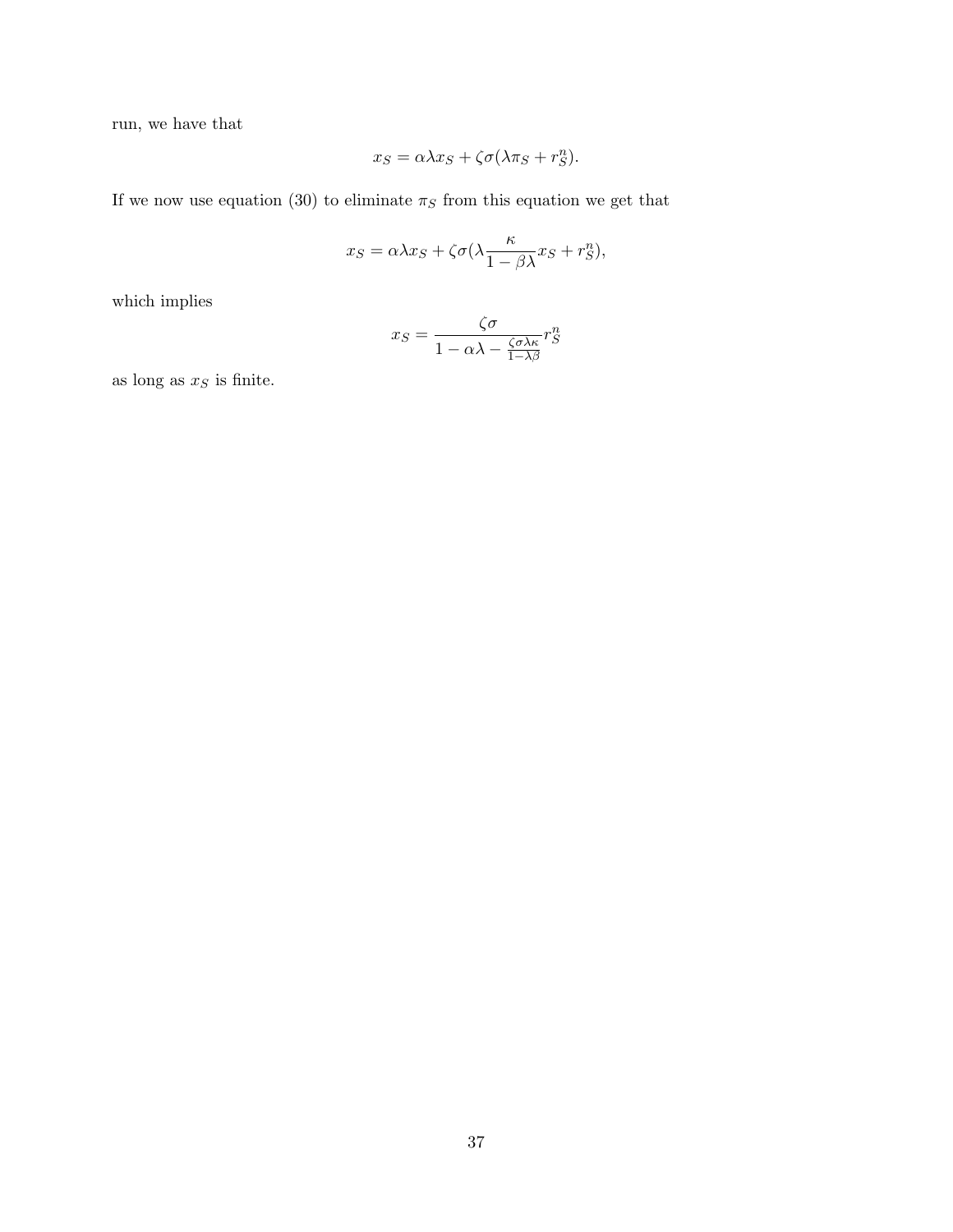run, we have that

$$x_S = \alpha\lambda x_S + \zeta\sigma(\lambda\pi_S + r_S^n).$$

If we now use equation (30) to eliminate $\pi_S$ from this equation we get that

$$x_S = \alpha\lambda x_S + \zeta\sigma(\lambda\frac{\kappa}{1-\beta\lambda}x_S + r_S^n),$$

which implies

$$x_S = \frac{\zeta\sigma}{1 - \alpha\lambda - \frac{\zeta\sigma\lambda\kappa}{1-\lambda\beta}}r_S^n$$

as long as $x_S$ is finite.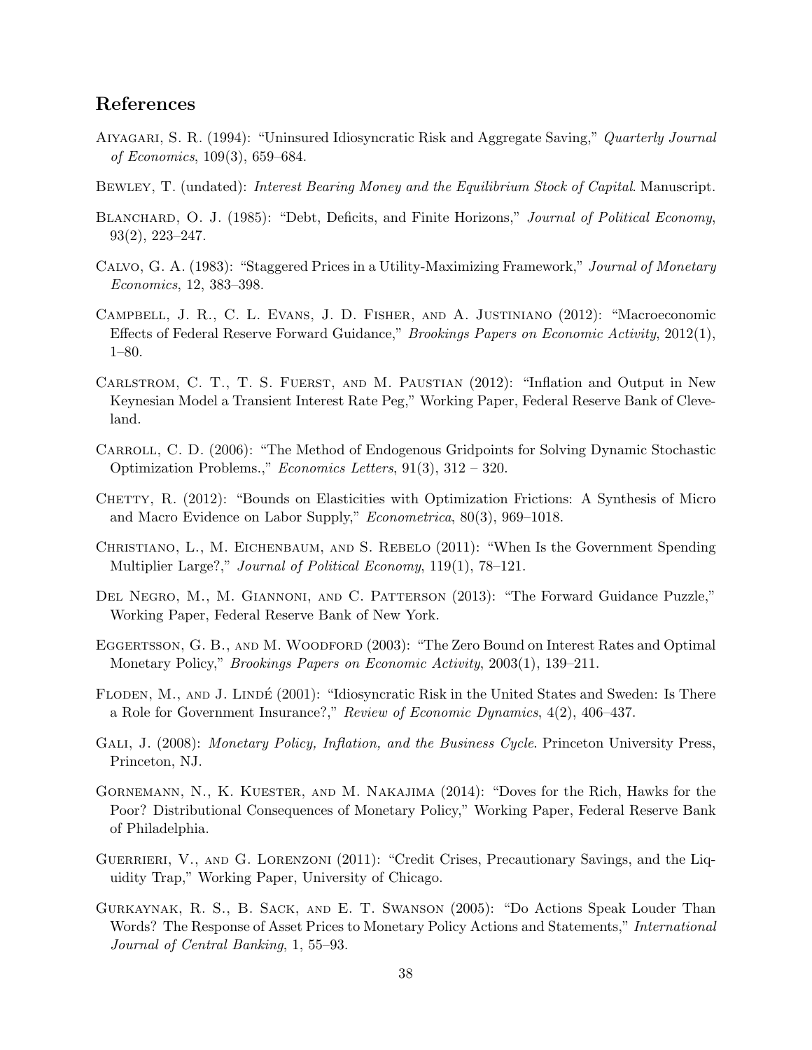## References

Aiyagari, S. R. (1994): "Uninsured Idiosyncratic Risk and Aggregate Saving," *Quarterly Journal of Economics*, 109(3), 659–684.

Bewley, T. (undated): *Interest Bearing Money and the Equilibrium Stock of Capital*. Manuscript.

Blanchard, O. J. (1985): "Debt, Deficits, and Finite Horizons," *Journal of Political Economy*, 93(2), 223–247.

Calvo, G. A. (1983): "Staggered Prices in a Utility-Maximizing Framework," *Journal of Monetary Economics*, 12, 383–398.

Campbell, J. R., C. L. Evans, J. D. Fisher, and A. Justiniano (2012): "Macroeconomic Effects of Federal Reserve Forward Guidance," *Brookings Papers on Economic Activity*, 2012(1), 1–80.

Carlstrom, C. T., T. S. Fuerst, and M. Paustian (2012): "Inflation and Output in New Keynesian Model a Transient Interest Rate Peg," Working Paper, Federal Reserve Bank of Cleveland.

Carroll, C. D. (2006): "The Method of Endogenous Gridpoints for Solving Dynamic Stochastic Optimization Problems.," *Economics Letters*, 91(3), 312 – 320.

Chetty, R. (2012): "Bounds on Elasticities with Optimization Frictions: A Synthesis of Micro and Macro Evidence on Labor Supply," *Econometrica*, 80(3), 969–1018.

Christiano, L., M. Eichenbaum, and S. Rebelo (2011): "When Is the Government Spending Multiplier Large?," *Journal of Political Economy*, 119(1), 78–121.

Del Negro, M., M. Giannoni, and C. Patterson (2013): "The Forward Guidance Puzzle," Working Paper, Federal Reserve Bank of New York.

Eggertsson, G. B., and M. Woodford (2003): "The Zero Bound on Interest Rates and Optimal Monetary Policy," *Brookings Papers on Economic Activity*, 2003(1), 139–211.

Floden, M., and J. Lindé (2001): "Idiosyncratic Risk in the United States and Sweden: Is There a Role for Government Insurance?," *Review of Economic Dynamics*, 4(2), 406–437.

Gali, J. (2008): *Monetary Policy, Inflation, and the Business Cycle*. Princeton University Press, Princeton, NJ.

Gornemann, N., K. Kuester, and M. Nakajima (2014): "Doves for the Rich, Hawks for the Poor? Distributional Consequences of Monetary Policy," Working Paper, Federal Reserve Bank of Philadelphia.

Guerrieri, V., and G. Lorenzoni (2011): "Credit Crises, Precautionary Savings, and the Liquidity Trap," Working Paper, University of Chicago.

Gurkaynak, R. S., B. Sack, and E. T. Swanson (2005): "Do Actions Speak Louder Than Words? The Response of Asset Prices to Monetary Policy Actions and Statements," *International Journal of Central Banking*, 1, 55–93.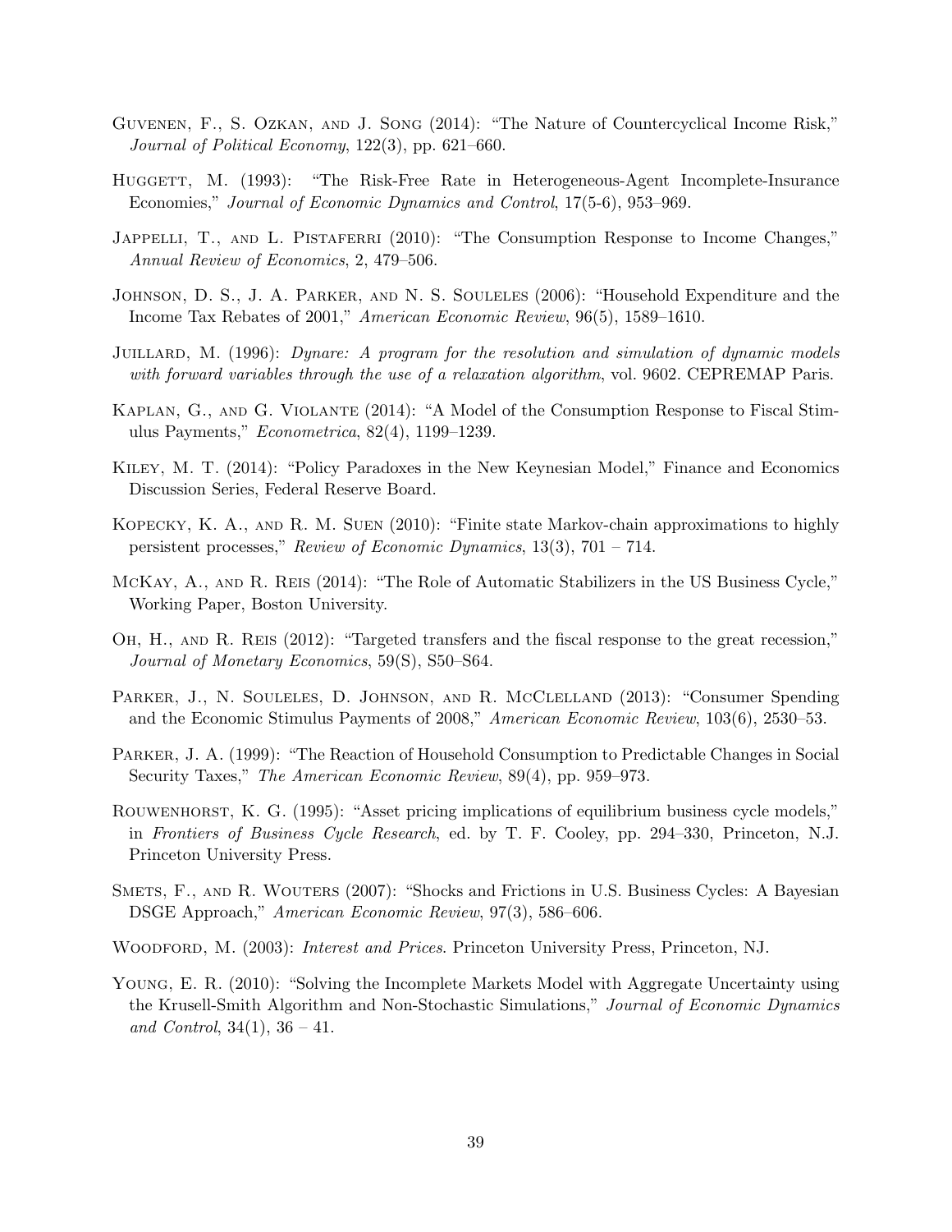Guvenen, F., S. Ozkan, and J. Song (2014): "The Nature of Countercyclical Income Risk," *Journal of Political Economy*, 122(3), pp. 621–660.

Huggett, M. (1993): "The Risk-Free Rate in Heterogeneous-Agent Incomplete-Insurance Economies," *Journal of Economic Dynamics and Control*, 17(5-6), 953–969.

Jappelli, T., and L. Pistaferri (2010): "The Consumption Response to Income Changes," *Annual Review of Economics*, 2, 479–506.

Johnson, D. S., J. A. Parker, and N. S. Souleles (2006): "Household Expenditure and the Income Tax Rebates of 2001," *American Economic Review*, 96(5), 1589–1610.

Juillard, M. (1996): *Dynare: A program for the resolution and simulation of dynamic models with forward variables through the use of a relaxation algorithm*, vol. 9602. CEPREMAP Paris.

Kaplan, G., and G. Violante (2014): "A Model of the Consumption Response to Fiscal Stimulus Payments," *Econometrica*, 82(4), 1199–1239.

Kiley, M. T. (2014): "Policy Paradoxes in the New Keynesian Model," Finance and Economics Discussion Series, Federal Reserve Board.

Kopecky, K. A., and R. M. Suen (2010): "Finite state Markov-chain approximations to highly persistent processes," *Review of Economic Dynamics*, 13(3), 701 – 714.

McKay, A., and R. Reis (2014): "The Role of Automatic Stabilizers in the US Business Cycle," Working Paper, Boston University.

Oh, H., and R. Reis (2012): "Targeted transfers and the fiscal response to the great recession," *Journal of Monetary Economics*, 59(S), S50–S64.

Parker, J., N. Souleles, D. Johnson, and R. McClelland (2013): "Consumer Spending and the Economic Stimulus Payments of 2008," *American Economic Review*, 103(6), 2530–53.

Parker, J. A. (1999): "The Reaction of Household Consumption to Predictable Changes in Social Security Taxes," *The American Economic Review*, 89(4), pp. 959–973.

Rouwenhorst, K. G. (1995): "Asset pricing implications of equilibrium business cycle models," in *Frontiers of Business Cycle Research*, ed. by T. F. Cooley, pp. 294–330, Princeton, N.J. Princeton University Press.

Smets, F., and R. Wouters (2007): "Shocks and Frictions in U.S. Business Cycles: A Bayesian DSGE Approach," *American Economic Review*, 97(3), 586–606.

Woodford, M. (2003): *Interest and Prices*. Princeton University Press, Princeton, NJ.

Young, E. R. (2010): "Solving the Incomplete Markets Model with Aggregate Uncertainty using the Krusell-Smith Algorithm and Non-Stochastic Simulations," *Journal of Economic Dynamics and Control*, 34(1), 36 – 41.